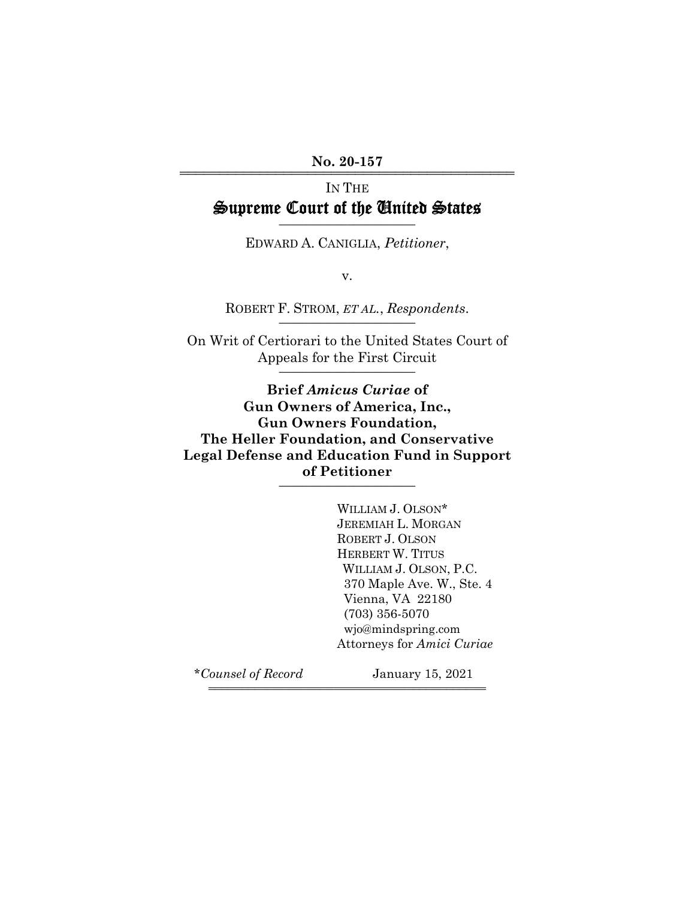**No. 20-157**

IN THE

# Supreme Court of the United States

EDWARD A. CANIGLIA, *Petitioner*,

v.

ROBERT F. STROM, *ET AL.*, *Respondents*.

On Writ of Certiorari to the United States Court of Appeals for the First Circuit

**Brief *Amicus Curiae* of Gun Owners of America, Inc., Gun Owners Foundation, The Heller Foundation, and Conservative Legal Defense and Education Fund in Support of Petitioner**

WILLIAM J. OLSON*
JEREMIAH L. MORGAN
ROBERT J. OLSON
HERBERT W. TITUS
WILLIAM J. OLSON, P.C.
370 Maple Ave. W., Ste. 4
Vienna, VA 22180
(703) 356-5070
wjo@mindspring.com
Attorneys for *Amici Curiae*

**Counsel of Record*

January 15, 2021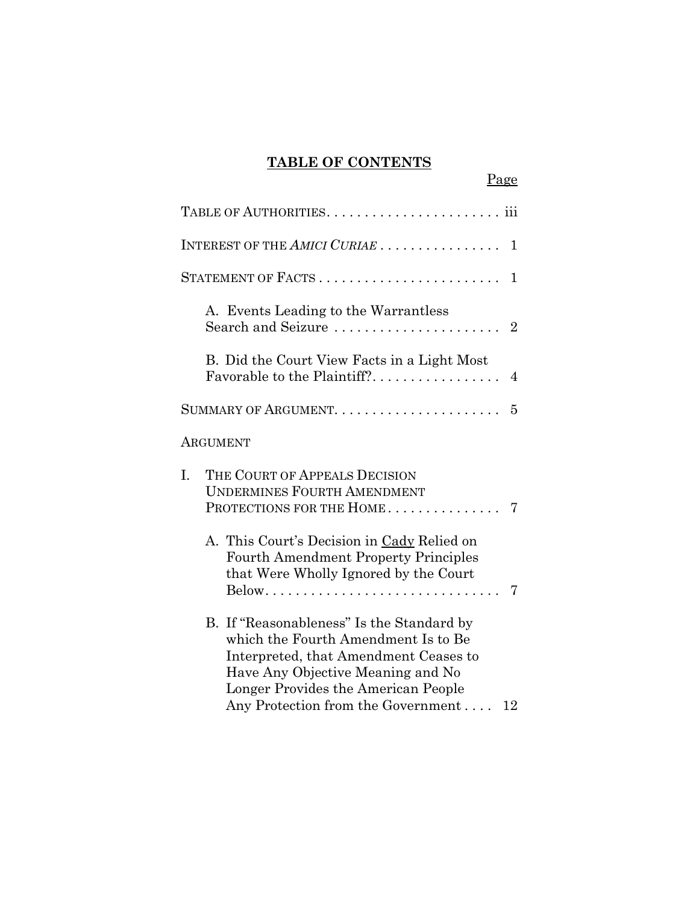## TABLE OF CONTENTS

Page

TABLE OF AUTHORITIES . . . . . . . . . . . . . . . . . . . . . . . iii

INTEREST OF THE *AMICI CURIAE* . . . . . . . . . . . . . . . . 1

STATEMENT OF FACTS . . . . . . . . . . . . . . . . . . . . . . . . 1

A. Events Leading to the Warrantless Search and Seizure . . . . . . . . . . . . . . . . . . . . . . 2

B. Did the Court View Facts in a Light Most Favorable to the Plaintiff? . . . . . . . . . . . . . . . . . 4

SUMMARY OF ARGUMENT . . . . . . . . . . . . . . . . . . . . . . 5

ARGUMENT

I. THE COURT OF APPEALS DECISION UNDERMINES FOURTH AMENDMENT PROTECTIONS FOR THE HOME . . . . . . . . . . . . . . . 7

A. This Court's Decision in Cady Relied on Fourth Amendment Property Principles that Were Wholly Ignored by the Court Below . . . . . . . . . . . . . . . . . . . . . . . . . . . . . . . 7

B. If "Reasonableness" Is the Standard by which the Fourth Amendment Is to Be Interpreted, that Amendment Ceases to Have Any Objective Meaning and No Longer Provides the American People Any Protection from the Government . . . . 12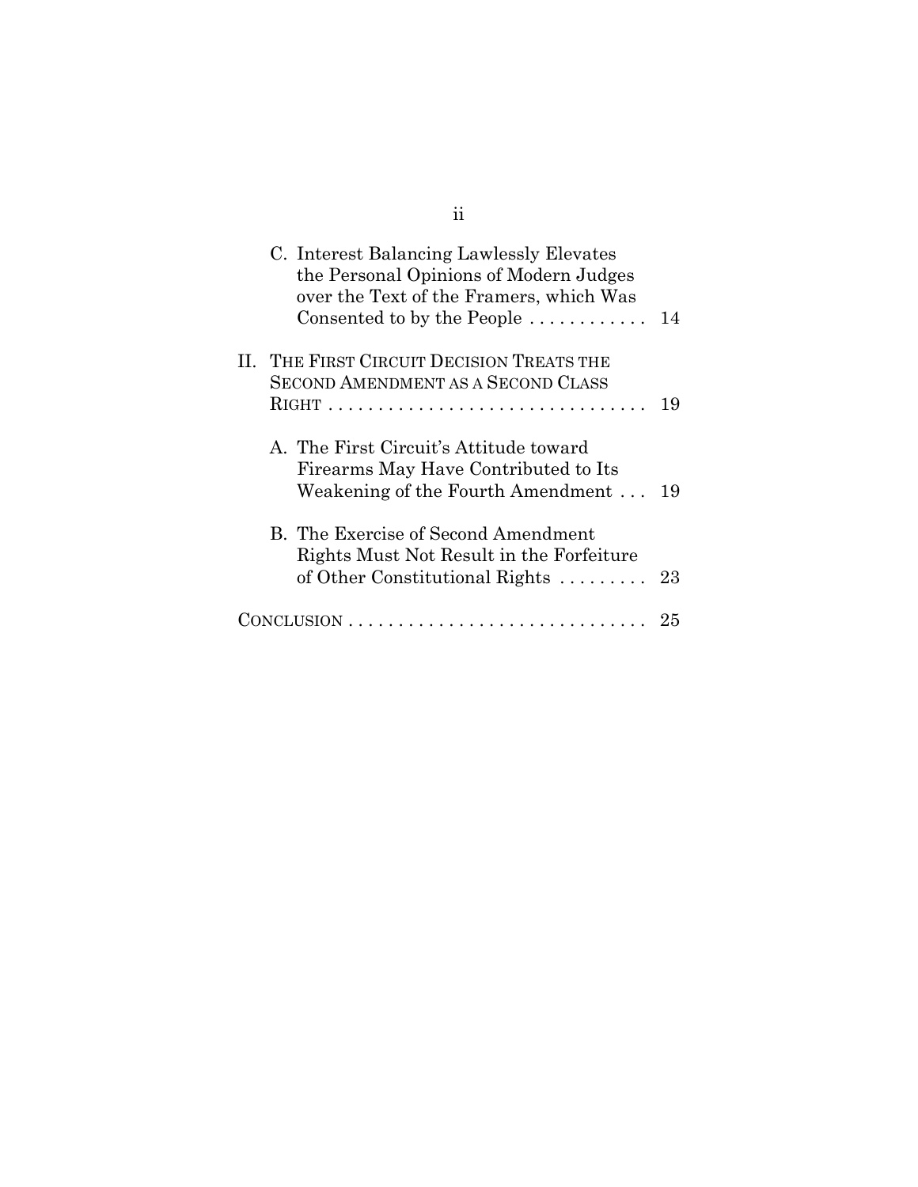C. Interest Balancing Lawlessly Elevates the Personal Opinions of Modern Judges over the Text of the Framers, which Was Consented to by the People . . . . . . . . . . . . 14

II. THE FIRST CIRCUIT DECISION TREATS THE SECOND AMENDMENT AS A SECOND CLASS RIGHT . . . . . . . . . . . . . . . . . . . . . . . . . . . . . . . . 19

A. The First Circuit's Attitude toward Firearms May Have Contributed to Its Weakening of the Fourth Amendment . . . 19

B. The Exercise of Second Amendment Rights Must Not Result in the Forfeiture of Other Constitutional Rights . . . . . . . . . 23

CONCLUSION . . . . . . . . . . . . . . . . . . . . . . . . . . . . . . 25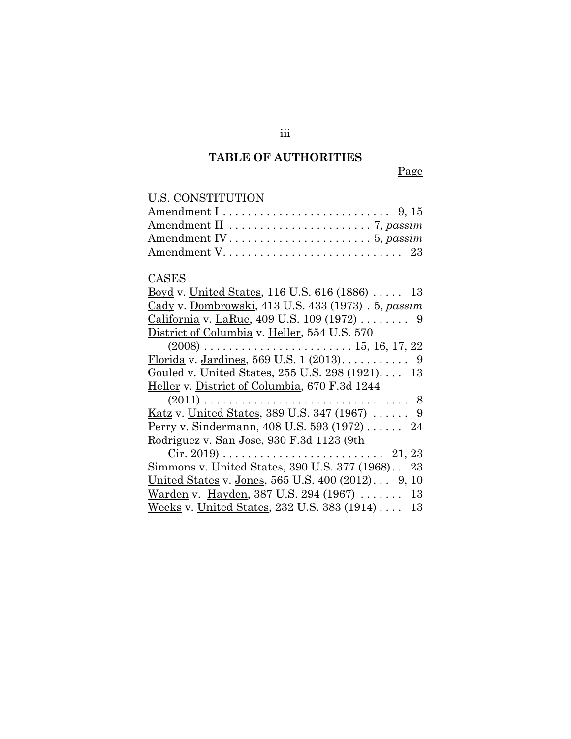## TABLE OF AUTHORITIES

Page

U.S. CONSTITUTION

Amendment I . . . . . . . . . . . . . . . . . . . . . . . . . . 9, 15
Amendment II . . . . . . . . . . . . . . . . . . . . . . . 7, *passim*
Amendment IV . . . . . . . . . . . . . . . . . . . . . . . 5, *passim*
Amendment V. . . . . . . . . . . . . . . . . . . . . . . . . . . . 23

CASES

Boyd v. United States, 116 U.S. 616 (1886) . . . . . 13
Cady v. Dombrowski, 413 U.S. 433 (1973) . 5, *passim*
California v. LaRue, 409 U.S. 109 (1972) . . . . . . . . 9
District of Columbia v. Heller, 554 U.S. 570 (2008) . . . . . . . . . . . . . . . . . . . . . . . . 15, 16, 17, 22
Florida v. Jardines, 569 U.S. 1 (2013). . . . . . . . . . . 9
Gouled v. United States, 255 U.S. 298 (1921). . . . 13
Heller v. District of Columbia, 670 F.3d 1244 (2011) . . . . . . . . . . . . . . . . . . . . . . . . . . . . . . . . 8
Katz v. United States, 389 U.S. 347 (1967) . . . . . . 9
Perry v. Sindermann, 408 U.S. 593 (1972) . . . . . . 24
Rodriguez v. San Jose, 930 F.3d 1123 (9th Cir. 2019) . . . . . . . . . . . . . . . . . . . . . . . . . 21, 23
Simmons v. United States, 390 U.S. 377 (1968). . 23
United States v. Jones, 565 U.S. 400 (2012) . . . 9, 10
Warden v. Hayden, 387 U.S. 294 (1967) . . . . . . . 13
Weeks v. United States, 232 U.S. 383 (1914) . . . . 13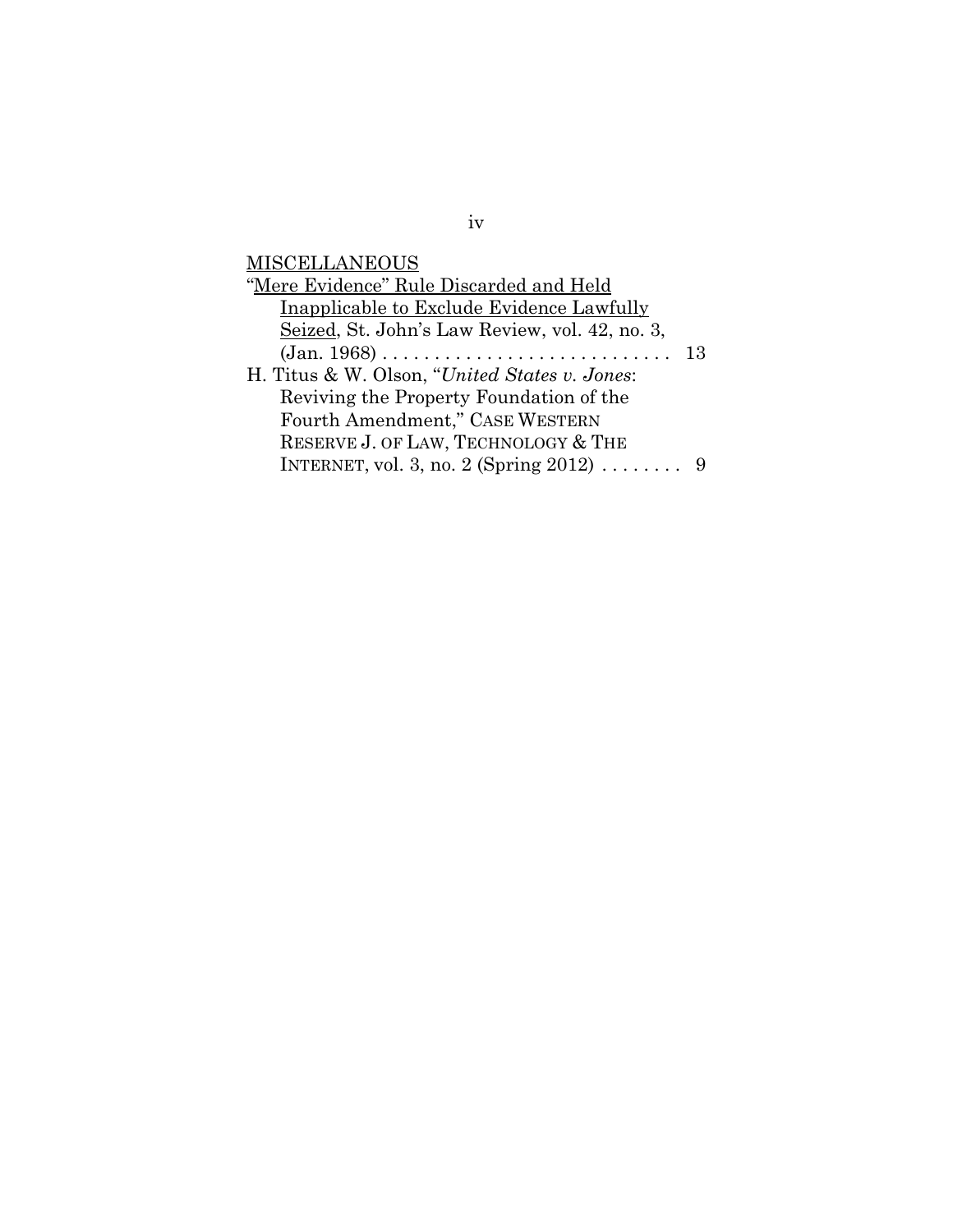MISCELLANEOUS

"Mere Evidence" Rule Discarded and Held Inapplicable to Exclude Evidence Lawfully Seized, St. John's Law Review, vol. 42, no. 3, (Jan. 1968) . . . . . . . . . . . . . . . . . . . . . . . . . . . . 13

H. Titus & W. Olson, "*United States v. Jones*: Reviving the Property Foundation of the Fourth Amendment," CASE WESTERN RESERVE J. OF LAW, TECHNOLOGY & THE INTERNET, vol. 3, no. 2 (Spring 2012) . . . . . . . . 9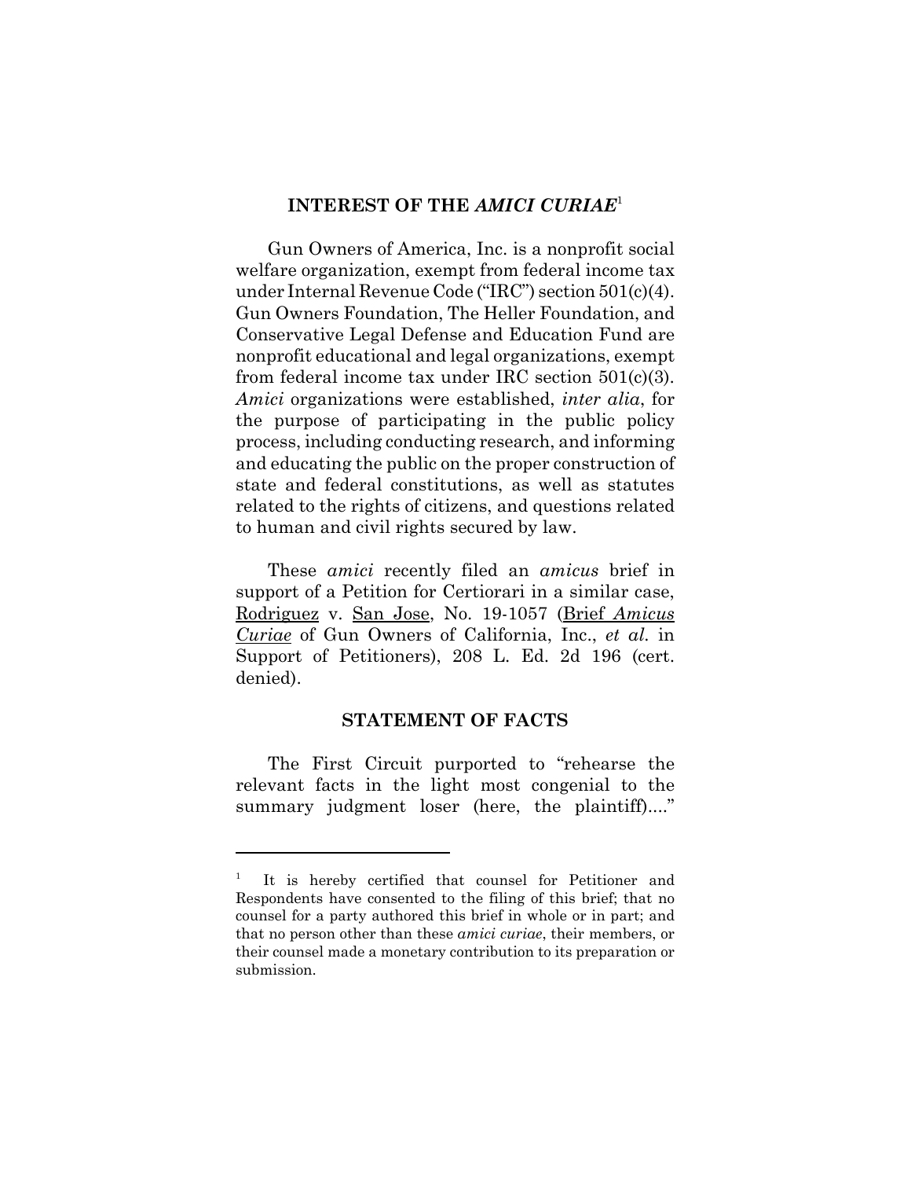## INTEREST OF THE *AMICI CURIAE*[1]

Gun Owners of America, Inc. is a nonprofit social welfare organization, exempt from federal income tax under Internal Revenue Code ("IRC") section 501(c)(4). Gun Owners Foundation, The Heller Foundation, and Conservative Legal Defense and Education Fund are nonprofit educational and legal organizations, exempt from federal income tax under IRC section 501(c)(3). *Amici* organizations were established, *inter alia*, for the purpose of participating in the public policy process, including conducting research, and informing and educating the public on the proper construction of state and federal constitutions, as well as statutes related to the rights of citizens, and questions related to human and civil rights secured by law.

These *amici* recently filed an *amicus* brief in support of a Petition for Certiorari in a similar case, Rodriguez v. San Jose, No. 19-1057 (Brief *Amicus Curiae* of Gun Owners of California, Inc., *et al.* in Support of Petitioners), 208 L. Ed. 2d 196 (cert. denied).

## STATEMENT OF FACTS

The First Circuit purported to "rehearse the relevant facts in the light most congenial to the summary judgment loser (here, the plaintiff)...."

---

[1] It is hereby certified that counsel for Petitioner and Respondents have consented to the filing of this brief; that no counsel for a party authored this brief in whole or in part; and that no person other than these *amici curiae*, their members, or their counsel made a monetary contribution to its preparation or submission.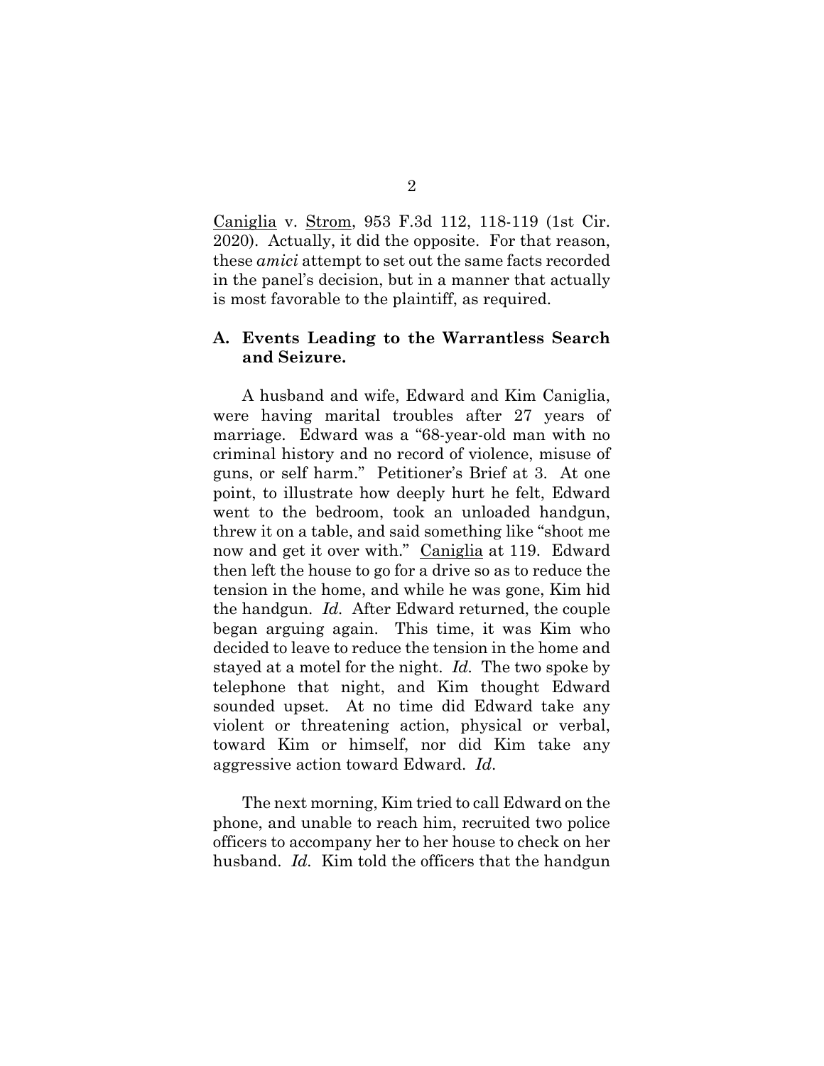Caniglia v. Strom, 953 F.3d 112, 118-119 (1st Cir. 2020). Actually, it did the opposite. For that reason, these *amici* attempt to set out the same facts recorded in the panel's decision, but in a manner that actually is most favorable to the plaintiff, as required.

### A. Events Leading to the Warrantless Search and Seizure.

A husband and wife, Edward and Kim Caniglia, were having marital troubles after 27 years of marriage. Edward was a "68-year-old man with no criminal history and no record of violence, misuse of guns, or self harm." Petitioner's Brief at 3. At one point, to illustrate how deeply hurt he felt, Edward went to the bedroom, took an unloaded handgun, threw it on a table, and said something like "shoot me now and get it over with." Caniglia at 119. Edward then left the house to go for a drive so as to reduce the tension in the home, and while he was gone, Kim hid the handgun. *Id.* After Edward returned, the couple began arguing again. This time, it was Kim who decided to leave to reduce the tension in the home and stayed at a motel for the night. *Id.* The two spoke by telephone that night, and Kim thought Edward sounded upset. At no time did Edward take any violent or threatening action, physical or verbal, toward Kim or himself, nor did Kim take any aggressive action toward Edward. *Id.*

The next morning, Kim tried to call Edward on the phone, and unable to reach him, recruited two police officers to accompany her to her house to check on her husband. *Id.* Kim told the officers that the handgun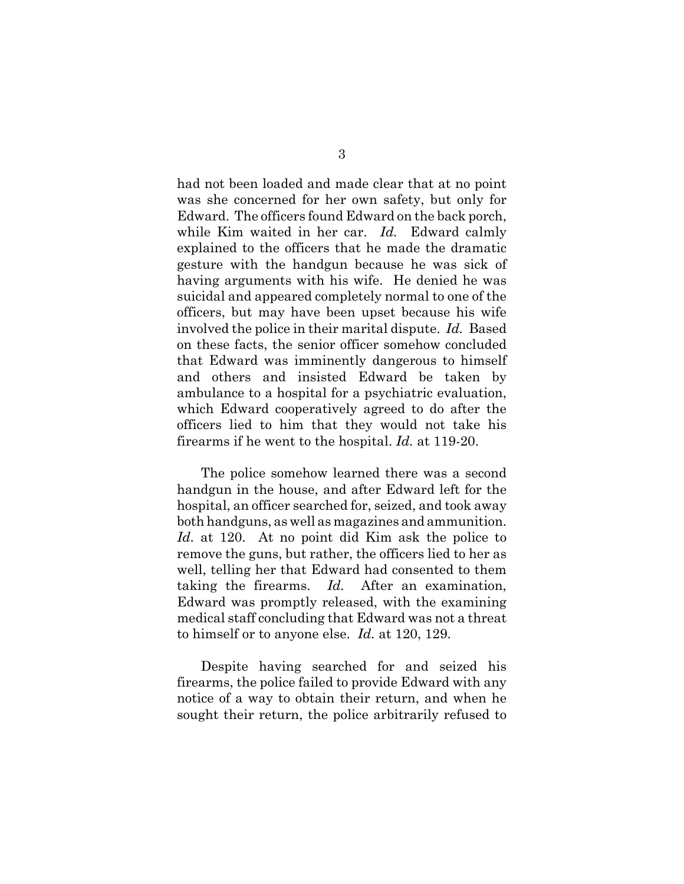had not been loaded and made clear that at no point was she concerned for her own safety, but only for Edward. The officers found Edward on the back porch, while Kim waited in her car. *Id.* Edward calmly explained to the officers that he made the dramatic gesture with the handgun because he was sick of having arguments with his wife. He denied he was suicidal and appeared completely normal to one of the officers, but may have been upset because his wife involved the police in their marital dispute. *Id.* Based on these facts, the senior officer somehow concluded that Edward was imminently dangerous to himself and others and insisted Edward be taken by ambulance to a hospital for a psychiatric evaluation, which Edward cooperatively agreed to do after the officers lied to him that they would not take his firearms if he went to the hospital. *Id.* at 119-20.

The police somehow learned there was a second handgun in the house, and after Edward left for the hospital, an officer searched for, seized, and took away both handguns, as well as magazines and ammunition. *Id.* at 120. At no point did Kim ask the police to remove the guns, but rather, the officers lied to her as well, telling her that Edward had consented to them taking the firearms. *Id.* After an examination, Edward was promptly released, with the examining medical staff concluding that Edward was not a threat to himself or to anyone else. *Id.* at 120, 129.

Despite having searched for and seized his firearms, the police failed to provide Edward with any notice of a way to obtain their return, and when he sought their return, the police arbitrarily refused to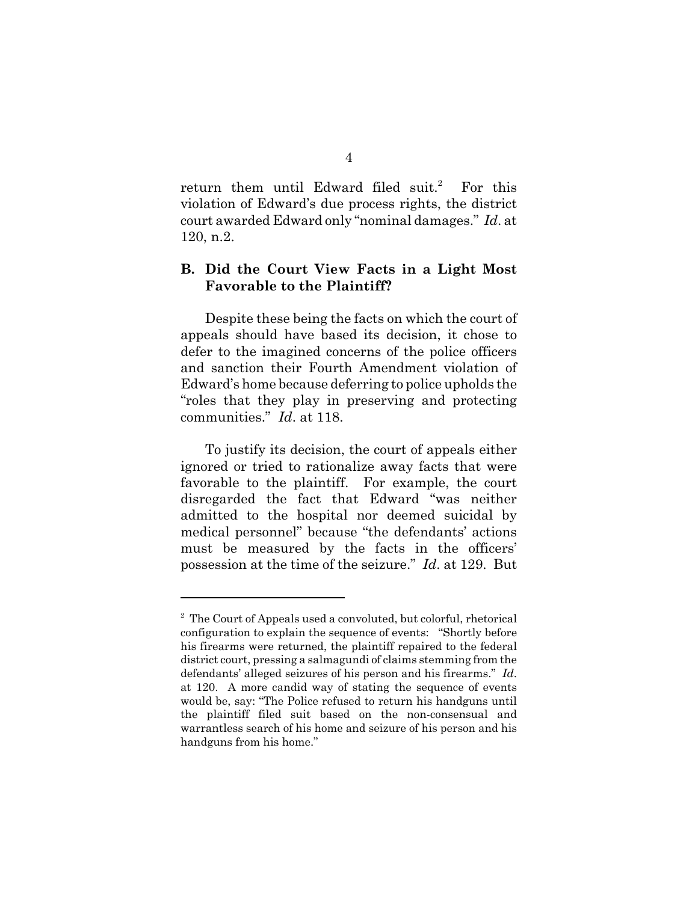return them until Edward filed suit.[2] For this violation of Edward's due process rights, the district court awarded Edward only "nominal damages." *Id*. at 120, n.2.

## B. Did the Court View Facts in a Light Most Favorable to the Plaintiff?

Despite these being the facts on which the court of appeals should have based its decision, it chose to defer to the imagined concerns of the police officers and sanction their Fourth Amendment violation of Edward's home because deferring to police upholds the "roles that they play in preserving and protecting communities." *Id*. at 118.

To justify its decision, the court of appeals either ignored or tried to rationalize away facts that were favorable to the plaintiff. For example, the court disregarded the fact that Edward "was neither admitted to the hospital nor deemed suicidal by medical personnel" because "the defendants' actions must be measured by the facts in the officers' possession at the time of the seizure." *Id*. at 129. But

---

[2] The Court of Appeals used a convoluted, but colorful, rhetorical configuration to explain the sequence of events: "Shortly before his firearms were returned, the plaintiff repaired to the federal district court, pressing a salmagundi of claims stemming from the defendants' alleged seizures of his person and his firearms." *Id*. at 120. A more candid way of stating the sequence of events would be, say: "The Police refused to return his handguns until the plaintiff filed suit based on the non-consensual and warrantless search of his home and seizure of his person and his handguns from his home."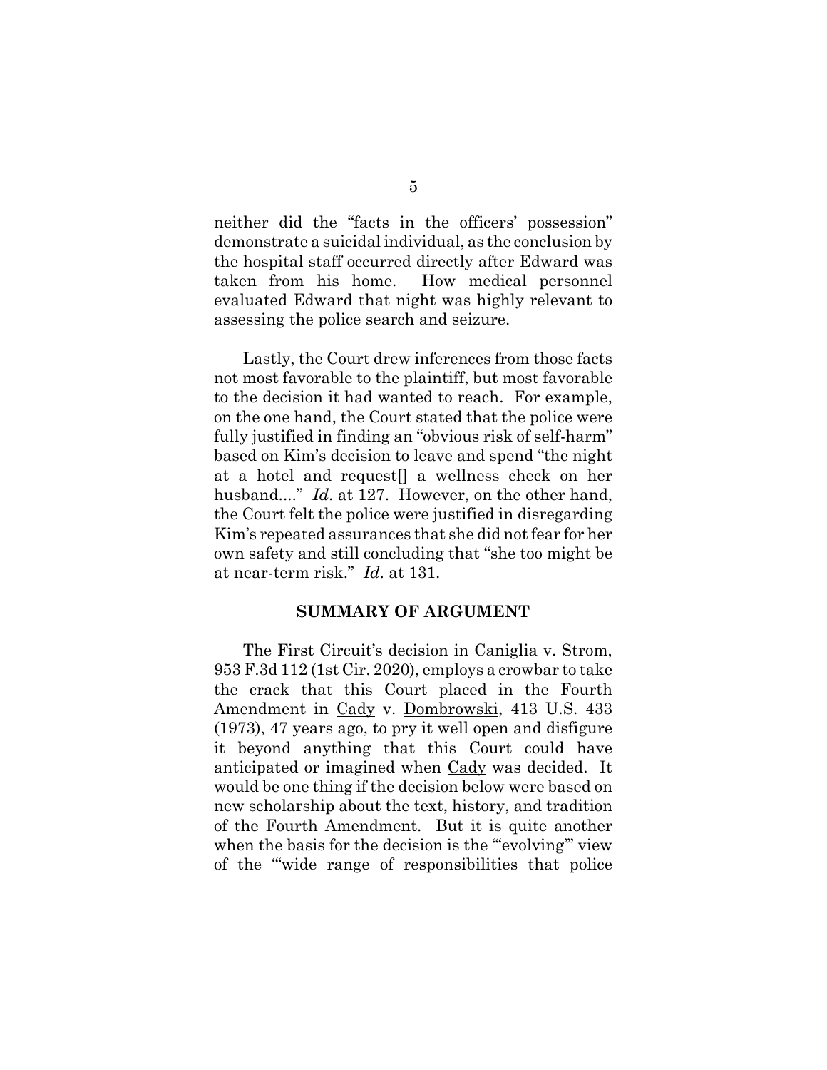neither did the "facts in the officers' possession" demonstrate a suicidal individual, as the conclusion by the hospital staff occurred directly after Edward was taken from his home. How medical personnel evaluated Edward that night was highly relevant to assessing the police search and seizure.

Lastly, the Court drew inferences from those facts not most favorable to the plaintiff, but most favorable to the decision it had wanted to reach. For example, on the one hand, the Court stated that the police were fully justified in finding an "obvious risk of self-harm" based on Kim's decision to leave and spend "the night at a hotel and request[] a wellness check on her husband...." *Id.* at 127. However, on the other hand, the Court felt the police were justified in disregarding Kim's repeated assurances that she did not fear for her own safety and still concluding that "she too might be at near-term risk." *Id.* at 131.

## SUMMARY OF ARGUMENT

The First Circuit's decision in Caniglia v. Strom, 953 F.3d 112 (1st Cir. 2020), employs a crowbar to take the crack that this Court placed in the Fourth Amendment in Cady v. Dombrowski, 413 U.S. 433 (1973), 47 years ago, to pry it well open and disfigure it beyond anything that this Court could have anticipated or imagined when Cady was decided. It would be one thing if the decision below were based on new scholarship about the text, history, and tradition of the Fourth Amendment. But it is quite another when the basis for the decision is the "'evolving'" view of the "'wide range of responsibilities that police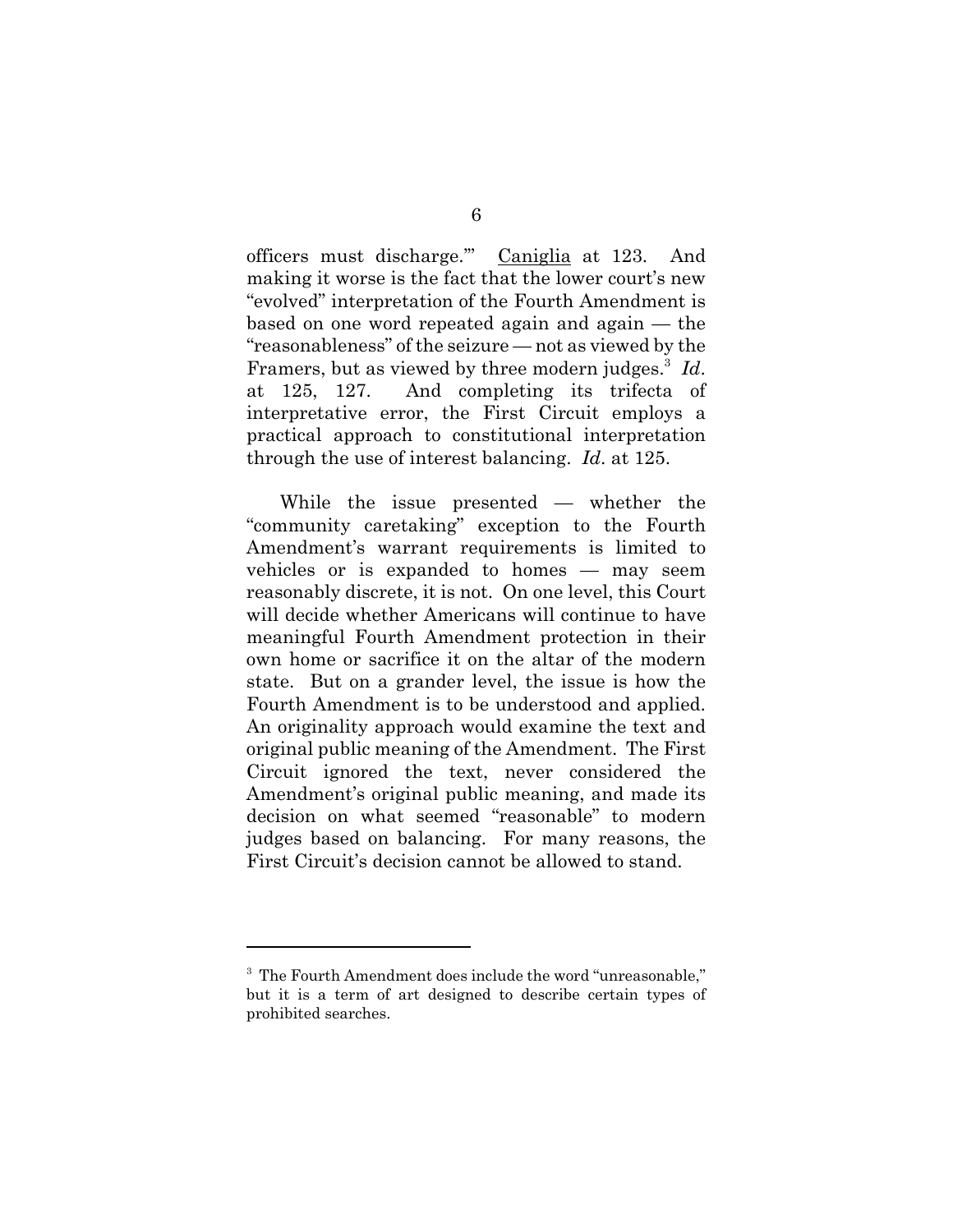officers must discharge.'" Caniglia at 123. And making it worse is the fact that the lower court's new "evolved" interpretation of the Fourth Amendment is based on one word repeated again and again — the "reasonableness" of the seizure — not as viewed by the Framers, but as viewed by three modern judges.[3] *Id*. at 125, 127. And completing its trifecta of interpretative error, the First Circuit employs a practical approach to constitutional interpretation through the use of interest balancing. *Id*. at 125.

While the issue presented — whether the "community caretaking" exception to the Fourth Amendment's warrant requirements is limited to vehicles or is expanded to homes — may seem reasonably discrete, it is not. On one level, this Court will decide whether Americans will continue to have meaningful Fourth Amendment protection in their own home or sacrifice it on the altar of the modern state. But on a grander level, the issue is how the Fourth Amendment is to be understood and applied. An originality approach would examine the text and original public meaning of the Amendment. The First Circuit ignored the text, never considered the Amendment's original public meaning, and made its decision on what seemed "reasonable" to modern judges based on balancing. For many reasons, the First Circuit's decision cannot be allowed to stand.

---

[3] The Fourth Amendment does include the word "unreasonable," but it is a term of art designed to describe certain types of prohibited searches.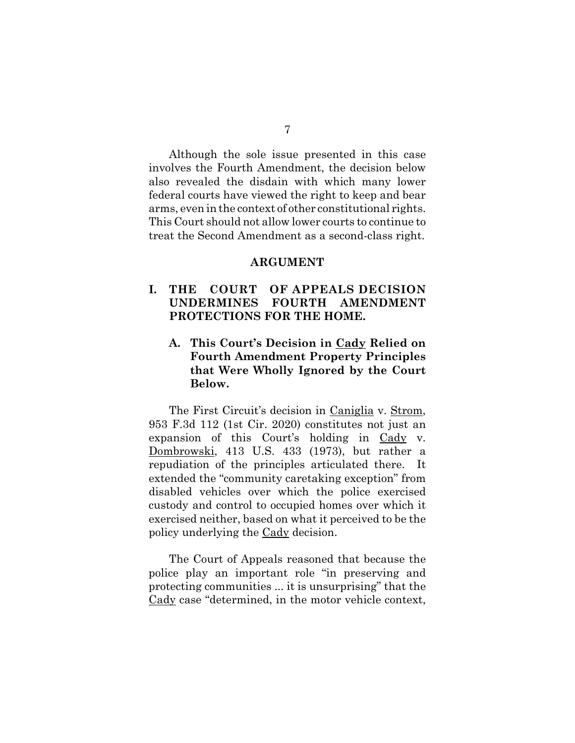Although the sole issue presented in this case involves the Fourth Amendment, the decision below also revealed the disdain with which many lower federal courts have viewed the right to keep and bear arms, even in the context of other constitutional rights. This Court should not allow lower courts to continue to treat the Second Amendment as a second-class right.

## ARGUMENT

### I. THE COURT OF APPEALS DECISION UNDERMINES FOURTH AMENDMENT PROTECTIONS FOR THE HOME.

#### A. This Court's Decision in Cady Relied on Fourth Amendment Property Principles that Were Wholly Ignored by the Court Below.

The First Circuit's decision in Caniglia v. Strom, 953 F.3d 112 (1st Cir. 2020) constitutes not just an expansion of this Court's holding in Cady v. Dombrowski, 413 U.S. 433 (1973), but rather a repudiation of the principles articulated there. It extended the "community caretaking exception" from disabled vehicles over which the police exercised custody and control to occupied homes over which it exercised neither, based on what it perceived to be the policy underlying the Cady decision.

The Court of Appeals reasoned that because the police play an important role "in preserving and protecting communities ... it is unsurprising" that the Cady case "determined, in the motor vehicle context,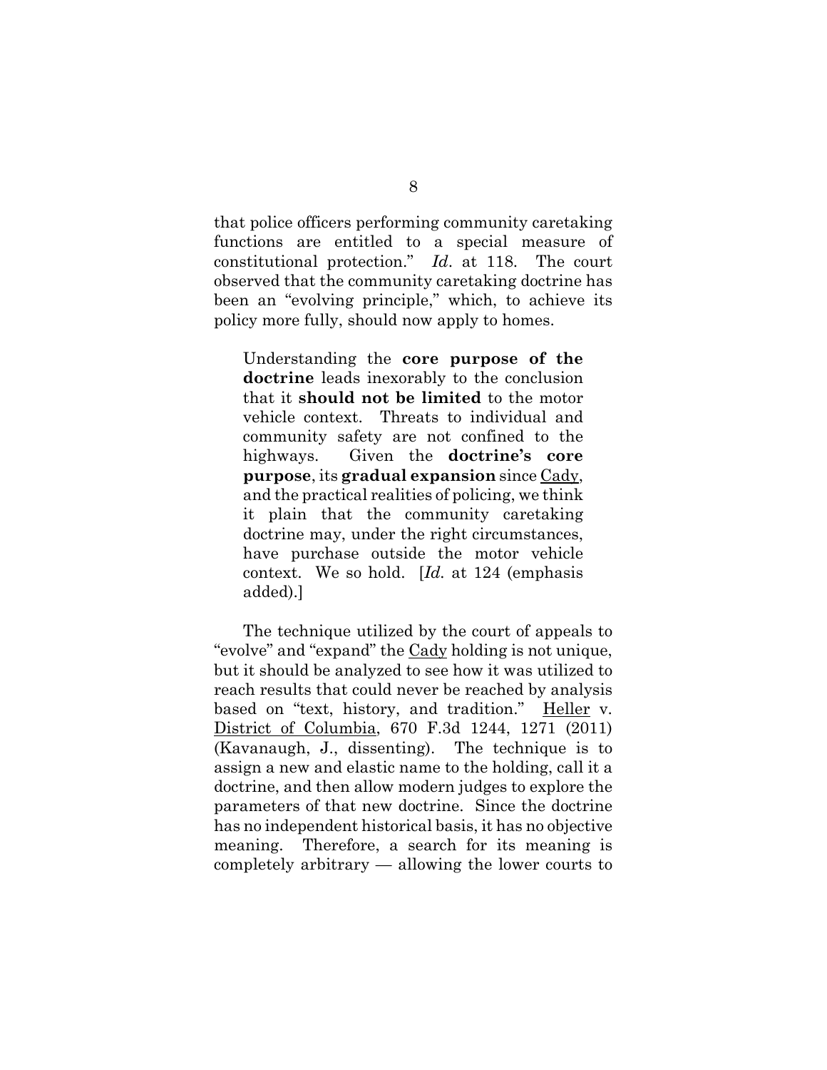that police officers performing community caretaking functions are entitled to a special measure of constitutional protection." *Id*. at 118. The court observed that the community caretaking doctrine has been an "evolving principle," which, to achieve its policy more fully, should now apply to homes.

> Understanding the **core purpose of the doctrine** leads inexorably to the conclusion that it **should not be limited** to the motor vehicle context. Threats to individual and community safety are not confined to the highways. Given the **doctrine's core purpose**, its **gradual expansion** since Cady, and the practical realities of policing, we think it plain that the community caretaking doctrine may, under the right circumstances, have purchase outside the motor vehicle context. We so hold. [*Id.* at 124 (emphasis added).]

The technique utilized by the court of appeals to "evolve" and "expand" the Cady holding is not unique, but it should be analyzed to see how it was utilized to reach results that could never be reached by analysis based on "text, history, and tradition." Heller v. District of Columbia, 670 F.3d 1244, 1271 (2011) (Kavanaugh, J., dissenting). The technique is to assign a new and elastic name to the holding, call it a doctrine, and then allow modern judges to explore the parameters of that new doctrine. Since the doctrine has no independent historical basis, it has no objective meaning. Therefore, a search for its meaning is completely arbitrary — allowing the lower courts to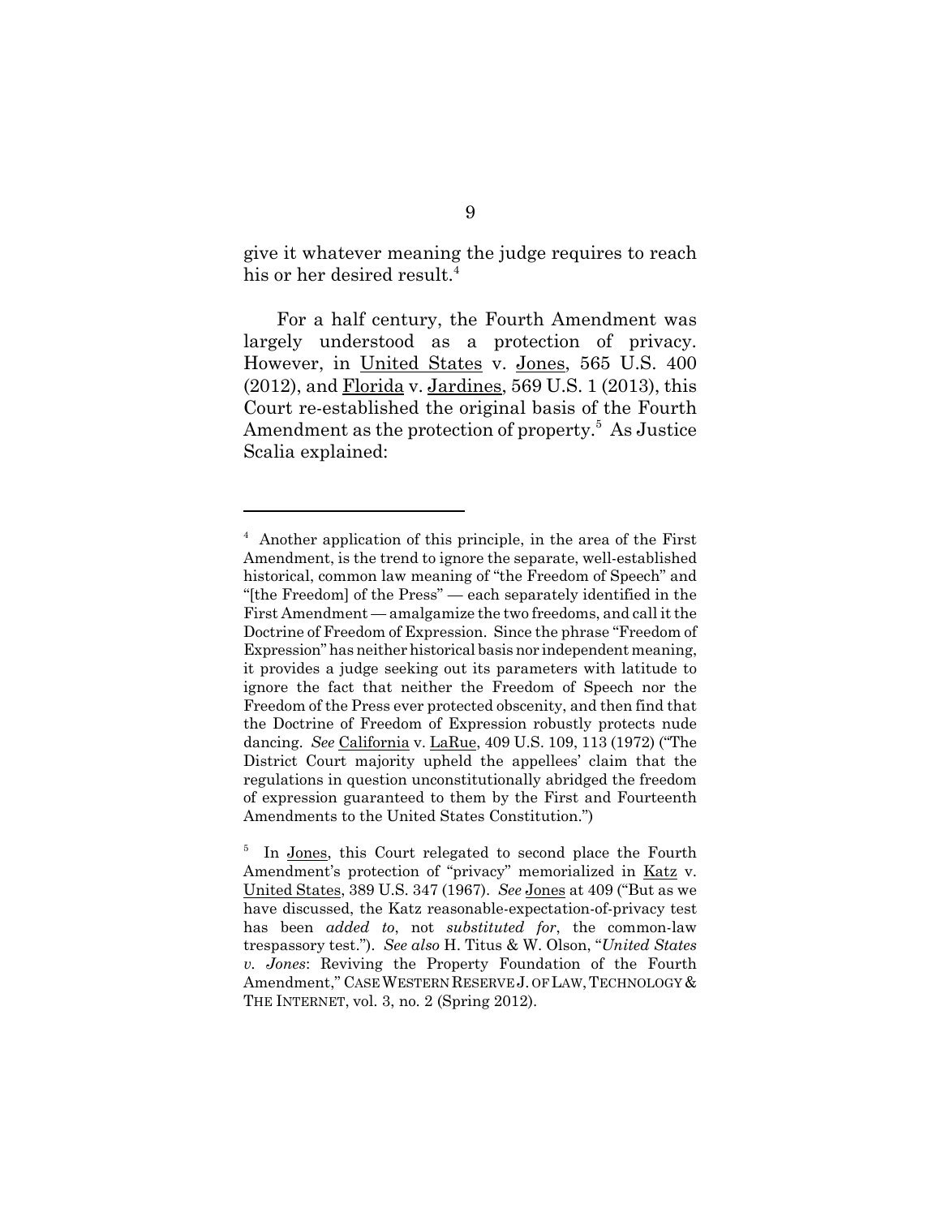give it whatever meaning the judge requires to reach his or her desired result.[4]

For a half century, the Fourth Amendment was largely understood as a protection of privacy. However, in United States v. Jones, 565 U.S. 400 (2012), and Florida v. Jardines, 569 U.S. 1 (2013), this Court re-established the original basis of the Fourth Amendment as the protection of property.[5] As Justice Scalia explained:

---

[4] Another application of this principle, in the area of the First Amendment, is the trend to ignore the separate, well-established historical, common law meaning of "the Freedom of Speech" and "[the Freedom] of the Press" — each separately identified in the First Amendment — amalgamize the two freedoms, and call it the Doctrine of Freedom of Expression. Since the phrase "Freedom of Expression" has neither historical basis nor independent meaning, it provides a judge seeking out its parameters with latitude to ignore the fact that neither the Freedom of Speech nor the Freedom of the Press ever protected obscenity, and then find that the Doctrine of Freedom of Expression robustly protects nude dancing. *See* California v. LaRue, 409 U.S. 109, 113 (1972) ("The District Court majority upheld the appellees' claim that the regulations in question unconstitutionally abridged the freedom of expression guaranteed to them by the First and Fourteenth Amendments to the United States Constitution.")

[5] In Jones, this Court relegated to second place the Fourth Amendment's protection of "privacy" memorialized in Katz v. United States, 389 U.S. 347 (1967). *See* Jones at 409 ("But as we have discussed, the Katz reasonable-expectation-of-privacy test has been *added to*, not *substituted for*, the common-law trespassory test."). *See also* H. Titus & W. Olson, "*United States v. Jones*: Reviving the Property Foundation of the Fourth Amendment," CASE WESTERN RESERVE J. OF LAW, TECHNOLOGY & THE INTERNET, vol. 3, no. 2 (Spring 2012).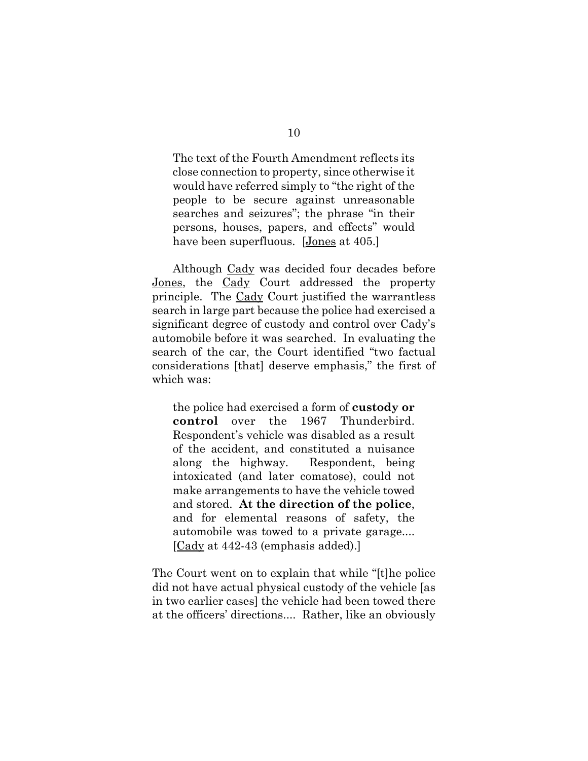> The text of the Fourth Amendment reflects its close connection to property, since otherwise it would have referred simply to "the right of the people to be secure against unreasonable searches and seizures"; the phrase "in their persons, houses, papers, and effects" would have been superfluous. [Jones at 405.]

Although Cady was decided four decades before Jones, the Cady Court addressed the property principle. The Cady Court justified the warrantless search in large part because the police had exercised a significant degree of custody and control over Cady's automobile before it was searched. In evaluating the search of the car, the Court identified "two factual considerations [that] deserve emphasis," the first of which was:

> the police had exercised a form of **custody or control** over the 1967 Thunderbird. Respondent's vehicle was disabled as a result of the accident, and constituted a nuisance along the highway. Respondent, being intoxicated (and later comatose), could not make arrangements to have the vehicle towed and stored. **At the direction of the police**, and for elemental reasons of safety, the automobile was towed to a private garage.... [Cady at 442-43 (emphasis added).]

The Court went on to explain that while "[t]he police did not have actual physical custody of the vehicle [as in two earlier cases] the vehicle had been towed there at the officers' directions.... Rather, like an obviously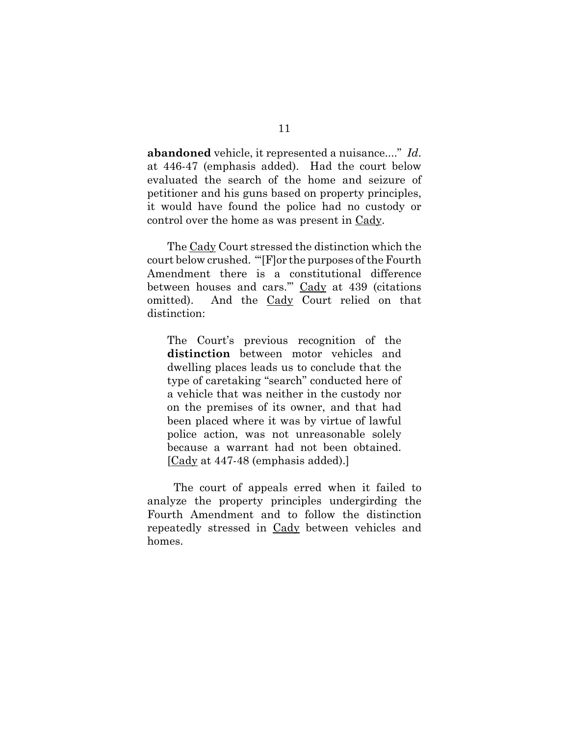**abandoned** vehicle, it represented a nuisance...." *Id.* at 446-47 (emphasis added). Had the court below evaluated the search of the home and seizure of petitioner and his guns based on property principles, it would have found the police had no custody or control over the home as was present in Cady.

The Cady Court stressed the distinction which the court below crushed. "'[F]or the purposes of the Fourth Amendment there is a constitutional difference between houses and cars.'" Cady at 439 (citations omitted). And the Cady Court relied on that distinction:

> The Court's previous recognition of the **distinction** between motor vehicles and dwelling places leads us to conclude that the type of caretaking "search" conducted here of a vehicle that was neither in the custody nor on the premises of its owner, and that had been placed where it was by virtue of lawful police action, was not unreasonable solely because a warrant had not been obtained. [Cady at 447-48 (emphasis added).]

The court of appeals erred when it failed to analyze the property principles undergirding the Fourth Amendment and to follow the distinction repeatedly stressed in Cady between vehicles and homes.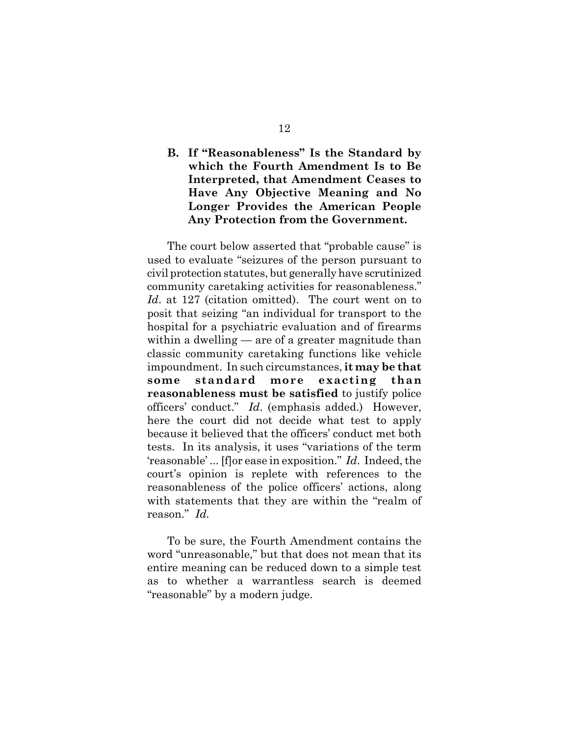### B. If "Reasonableness" Is the Standard by which the Fourth Amendment Is to Be Interpreted, that Amendment Ceases to Have Any Objective Meaning and No Longer Provides the American People Any Protection from the Government.

The court below asserted that "probable cause" is used to evaluate "seizures of the person pursuant to civil protection statutes, but generally have scrutinized community caretaking activities for reasonableness." *Id*. at 127 (citation omitted). The court went on to posit that seizing "an individual for transport to the hospital for a psychiatric evaluation and of firearms within a dwelling — are of a greater magnitude than classic community caretaking functions like vehicle impoundment. In such circumstances, **it may be that some standard more exacting than reasonableness must be satisfied** to justify police officers' conduct." *Id*. (emphasis added.) However, here the court did not decide what test to apply because it believed that the officers' conduct met both tests. In its analysis, it uses "variations of the term 'reasonable' ... [f]or ease in exposition." *Id*. Indeed, the court's opinion is replete with references to the reasonableness of the police officers' actions, along with statements that they are within the "realm of reason." *Id.*

To be sure, the Fourth Amendment contains the word "unreasonable," but that does not mean that its entire meaning can be reduced down to a simple test as to whether a warrantless search is deemed "reasonable" by a modern judge.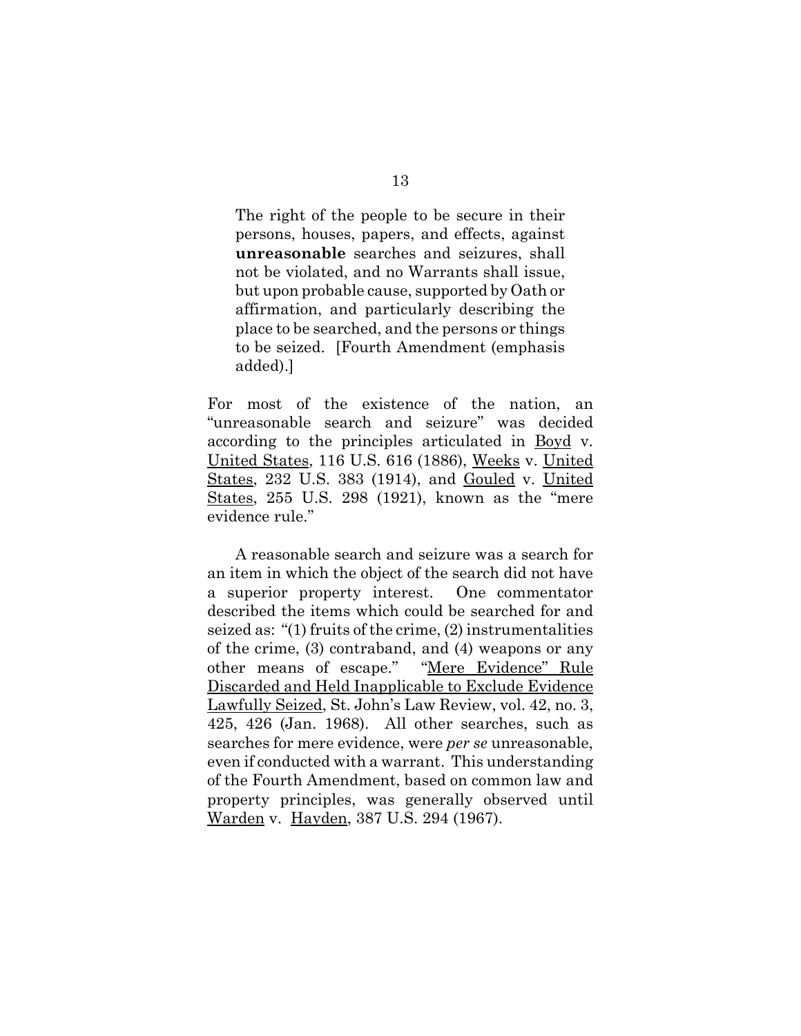> The right of the people to be secure in their persons, houses, papers, and effects, against **unreasonable** searches and seizures, shall not be violated, and no Warrants shall issue, but upon probable cause, supported by Oath or affirmation, and particularly describing the place to be searched, and the persons or things to be seized. [Fourth Amendment (emphasis added).]

For most of the existence of the nation, an "unreasonable search and seizure" was decided according to the principles articulated in Boyd v. United States, 116 U.S. 616 (1886), Weeks v. United States, 232 U.S. 383 (1914), and Gouled v. United States, 255 U.S. 298 (1921), known as the "mere evidence rule."

A reasonable search and seizure was a search for an item in which the object of the search did not have a superior property interest. One commentator described the items which could be searched for and seized as: "(1) fruits of the crime, (2) instrumentalities of the crime, (3) contraband, and (4) weapons or any other means of escape." "Mere Evidence" Rule Discarded and Held Inapplicable to Exclude Evidence Lawfully Seized, St. John's Law Review, vol. 42, no. 3, 425, 426 (Jan. 1968). All other searches, such as searches for mere evidence, were *per se* unreasonable, even if conducted with a warrant. This understanding of the Fourth Amendment, based on common law and property principles, was generally observed until Warden v. Hayden, 387 U.S. 294 (1967).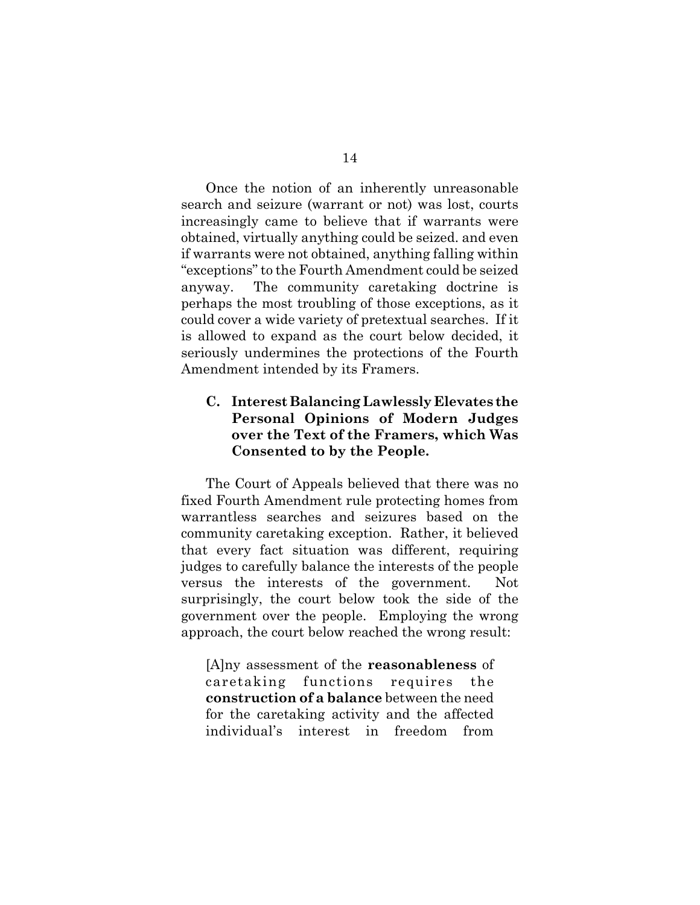Once the notion of an inherently unreasonable search and seizure (warrant or not) was lost, courts increasingly came to believe that if warrants were obtained, virtually anything could be seized. and even if warrants were not obtained, anything falling within "exceptions" to the Fourth Amendment could be seized anyway. The community caretaking doctrine is perhaps the most troubling of those exceptions, as it could cover a wide variety of pretextual searches. If it is allowed to expand as the court below decided, it seriously undermines the protections of the Fourth Amendment intended by its Framers.

### C. Interest Balancing Lawlessly Elevates the Personal Opinions of Modern Judges over the Text of the Framers, which Was Consented to by the People.

The Court of Appeals believed that there was no fixed Fourth Amendment rule protecting homes from warrantless searches and seizures based on the community caretaking exception. Rather, it believed that every fact situation was different, requiring judges to carefully balance the interests of the people versus the interests of the government. Not surprisingly, the court below took the side of the government over the people. Employing the wrong approach, the court below reached the wrong result:

> [A]ny assessment of the **reasonableness** of caretaking functions requires the **construction of a balance** between the need for the caretaking activity and the affected individual's interest in freedom from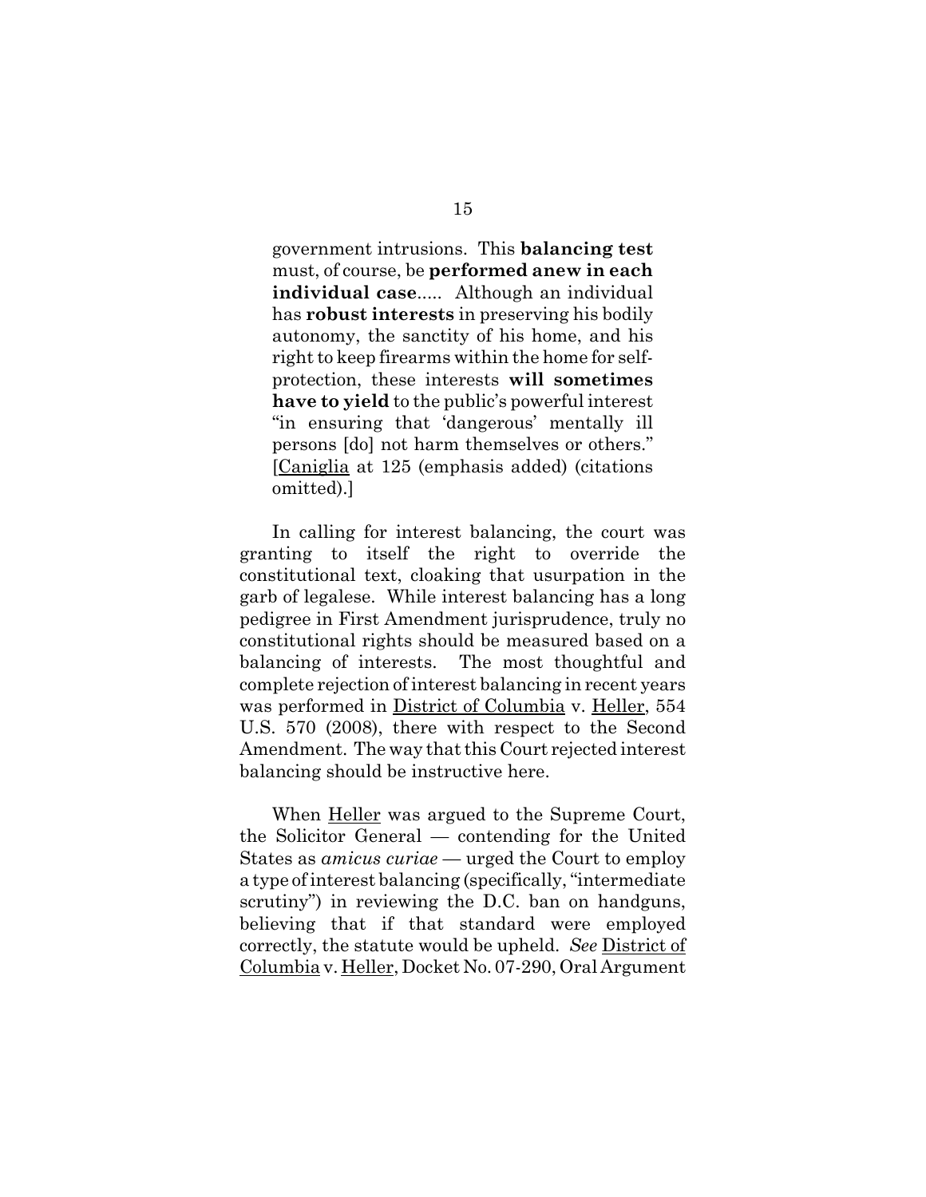> government intrusions. This **balancing test** must, of course, be **performed anew in each individual case**..... Although an individual has **robust interests** in preserving his bodily autonomy, the sanctity of his home, and his right to keep firearms within the home for self-protection, these interests **will sometimes have to yield** to the public's powerful interest "in ensuring that 'dangerous' mentally ill persons [do] not harm themselves or others." [Caniglia at 125 (emphasis added) (citations omitted).]

In calling for interest balancing, the court was granting to itself the right to override the constitutional text, cloaking that usurpation in the garb of legalese. While interest balancing has a long pedigree in First Amendment jurisprudence, truly no constitutional rights should be measured based on a balancing of interests. The most thoughtful and complete rejection of interest balancing in recent years was performed in District of Columbia v. Heller, 554 U.S. 570 (2008), there with respect to the Second Amendment. The way that this Court rejected interest balancing should be instructive here.

When Heller was argued to the Supreme Court, the Solicitor General — contending for the United States as *amicus curiae* — urged the Court to employ a type of interest balancing (specifically, "intermediate scrutiny") in reviewing the D.C. ban on handguns, believing that if that standard were employed correctly, the statute would be upheld. *See* District of Columbia v. Heller, Docket No. 07-290, Oral Argument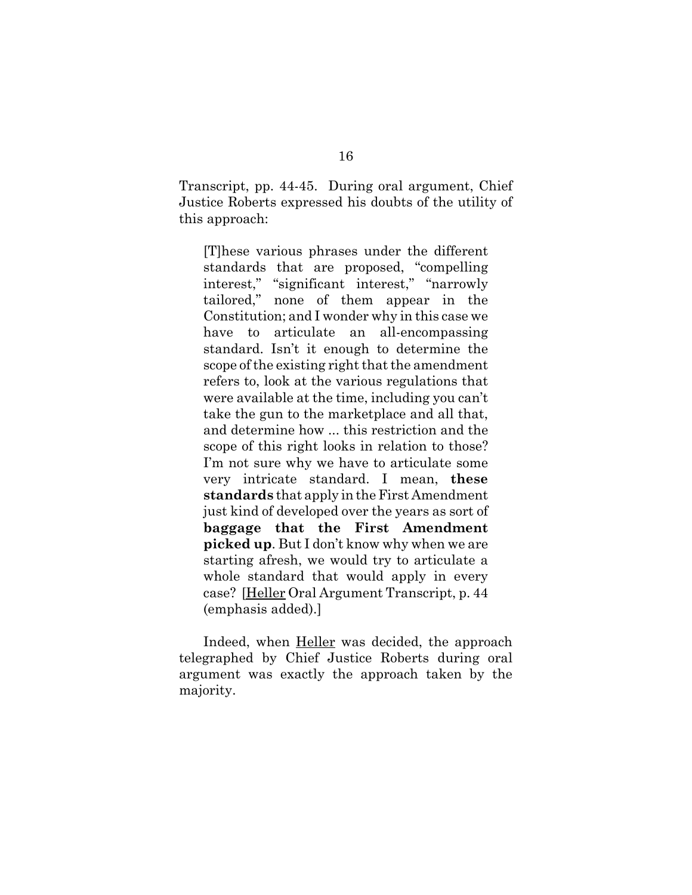Transcript, pp. 44-45. During oral argument, Chief Justice Roberts expressed his doubts of the utility of this approach:

> [T]hese various phrases under the different standards that are proposed, "compelling interest," "significant interest," "narrowly tailored," none of them appear in the Constitution; and I wonder why in this case we have to articulate an all-encompassing standard. Isn't it enough to determine the scope of the existing right that the amendment refers to, look at the various regulations that were available at the time, including you can't take the gun to the marketplace and all that, and determine how ... this restriction and the scope of this right looks in relation to those? I'm not sure why we have to articulate some very intricate standard. I mean, **these standards** that apply in the First Amendment just kind of developed over the years as sort of **baggage that the First Amendment picked up**. But I don't know why when we are starting afresh, we would try to articulate a whole standard that would apply in every case? [Heller Oral Argument Transcript, p. 44 (emphasis added).]

Indeed, when Heller was decided, the approach telegraphed by Chief Justice Roberts during oral argument was exactly the approach taken by the majority.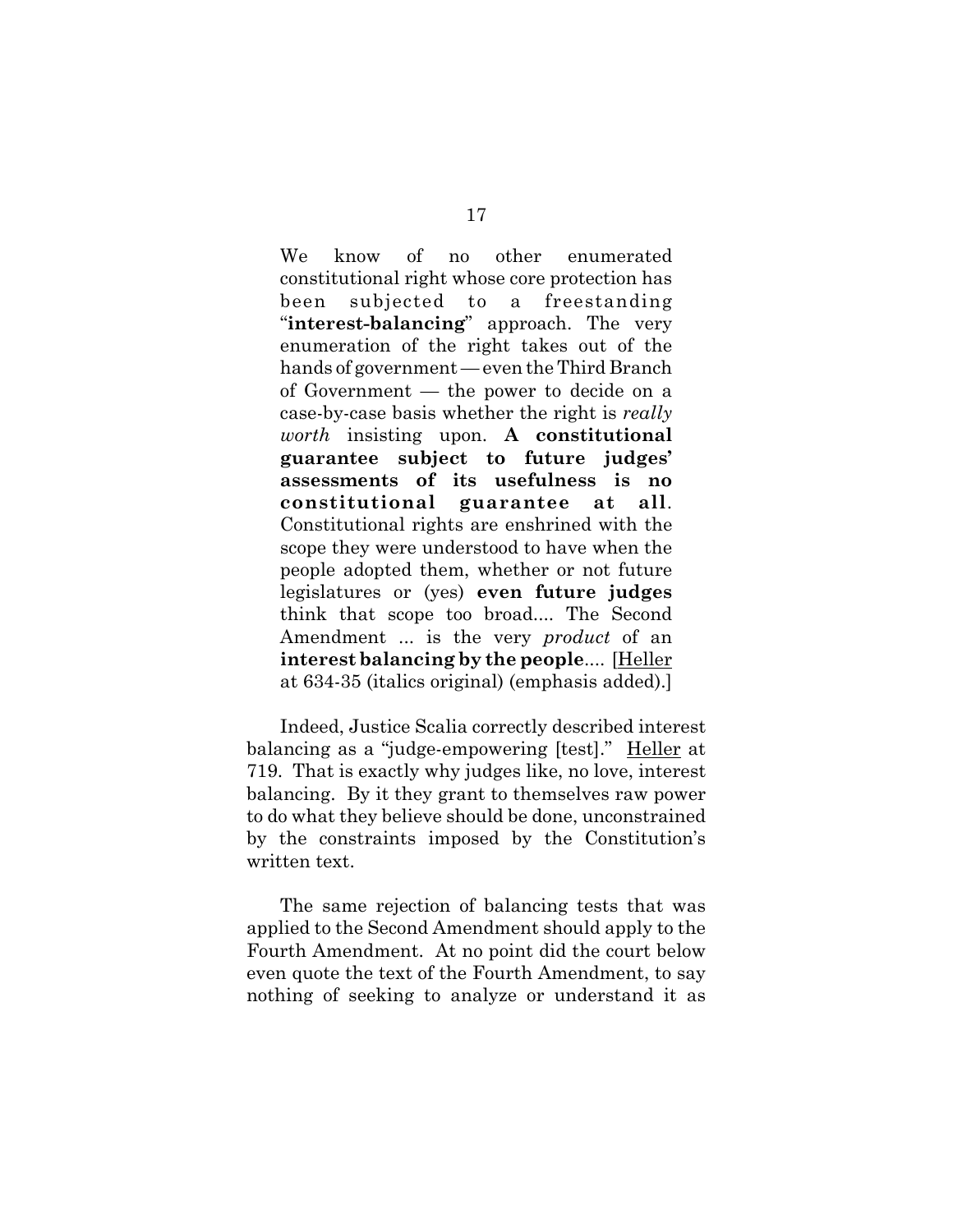> We know of no other enumerated constitutional right whose core protection has been subjected to a freestanding "**interest-balancing**" approach. The very enumeration of the right takes out of the hands of government — even the Third Branch of Government — the power to decide on a case-by-case basis whether the right is *really worth* insisting upon. **A constitutional guarantee subject to future judges' assessments of its usefulness is no constitutional guarantee at all**. Constitutional rights are enshrined with the scope they were understood to have when the people adopted them, whether or not future legislatures or (yes) **even future judges** think that scope too broad.... The Second Amendment ... is the very *product* of an **interest balancing by the people**.... [Heller at 634-35 (italics original) (emphasis added).]

Indeed, Justice Scalia correctly described interest balancing as a "judge-empowering [test]." Heller at 719. That is exactly why judges like, no love, interest balancing. By it they grant to themselves raw power to do what they believe should be done, unconstrained by the constraints imposed by the Constitution's written text.

The same rejection of balancing tests that was applied to the Second Amendment should apply to the Fourth Amendment. At no point did the court below even quote the text of the Fourth Amendment, to say nothing of seeking to analyze or understand it as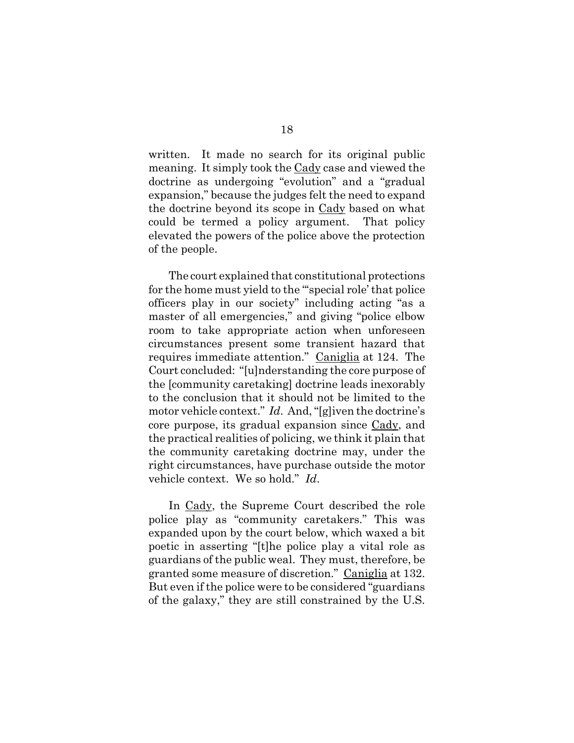written. It made no search for its original public meaning. It simply took the Cady case and viewed the doctrine as undergoing "evolution" and a "gradual expansion," because the judges felt the need to expand the doctrine beyond its scope in Cady based on what could be termed a policy argument. That policy elevated the powers of the police above the protection of the people.

The court explained that constitutional protections for the home must yield to the "'special role' that police officers play in our society" including acting "as a master of all emergencies," and giving "police elbow room to take appropriate action when unforeseen circumstances present some transient hazard that requires immediate attention." Caniglia at 124. The Court concluded: "[u]nderstanding the core purpose of the [community caretaking] doctrine leads inexorably to the conclusion that it should not be limited to the motor vehicle context." *Id*. And, "[g]iven the doctrine's core purpose, its gradual expansion since Cady, and the practical realities of policing, we think it plain that the community caretaking doctrine may, under the right circumstances, have purchase outside the motor vehicle context. We so hold." *Id*.

In Cady, the Supreme Court described the role police play as "community caretakers." This was expanded upon by the court below, which waxed a bit poetic in asserting "[t]he police play a vital role as guardians of the public weal. They must, therefore, be granted some measure of discretion." Caniglia at 132. But even if the police were to be considered "guardians of the galaxy," they are still constrained by the U.S.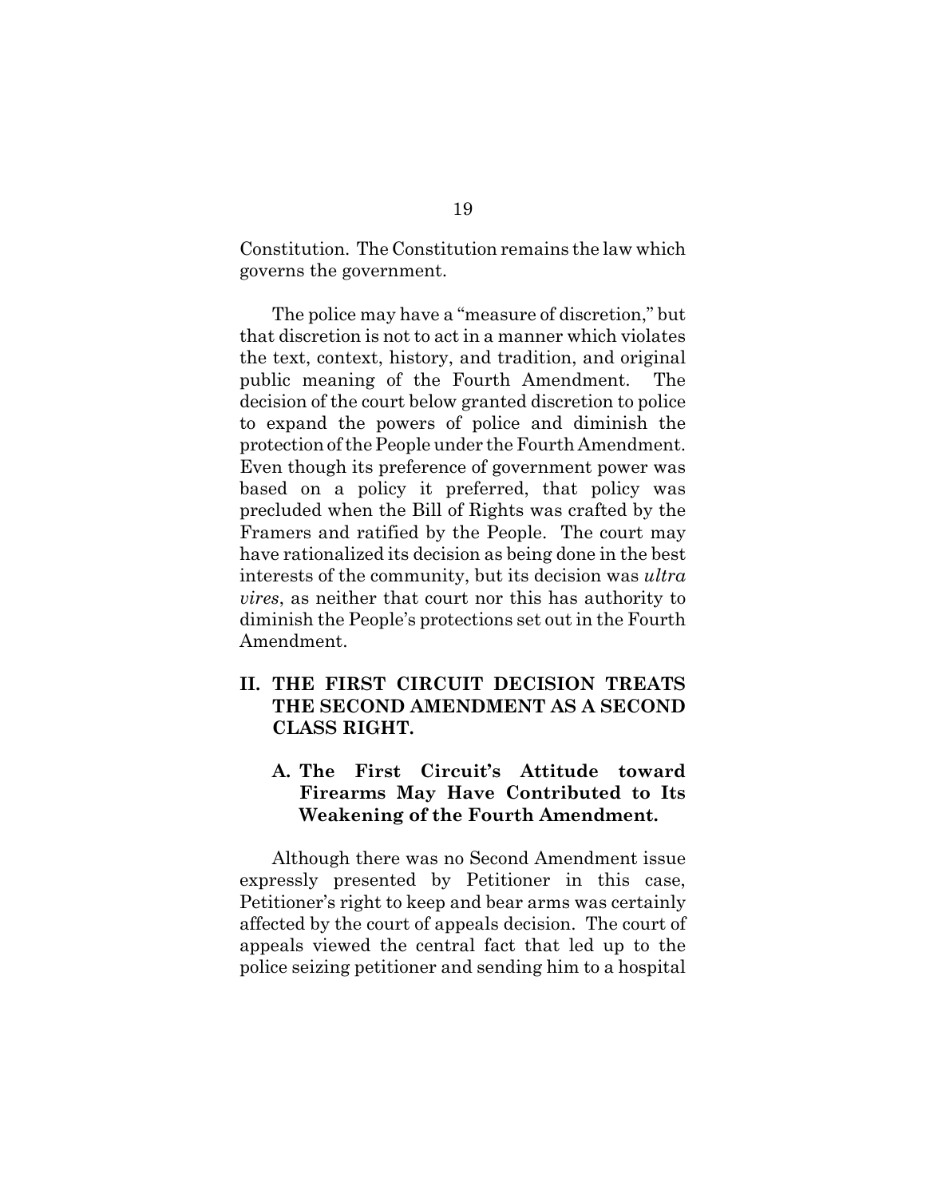Constitution. The Constitution remains the law which governs the government.

The police may have a "measure of discretion," but that discretion is not to act in a manner which violates the text, context, history, and tradition, and original public meaning of the Fourth Amendment. The decision of the court below granted discretion to police to expand the powers of police and diminish the protection of the People under the Fourth Amendment. Even though its preference of government power was based on a policy it preferred, that policy was precluded when the Bill of Rights was crafted by the Framers and ratified by the People. The court may have rationalized its decision as being done in the best interests of the community, but its decision was *ultra vires*, as neither that court nor this has authority to diminish the People's protections set out in the Fourth Amendment.

## II. THE FIRST CIRCUIT DECISION TREATS THE SECOND AMENDMENT AS A SECOND CLASS RIGHT.

### A. The First Circuit's Attitude toward Firearms May Have Contributed to Its Weakening of the Fourth Amendment.

Although there was no Second Amendment issue expressly presented by Petitioner in this case, Petitioner's right to keep and bear arms was certainly affected by the court of appeals decision. The court of appeals viewed the central fact that led up to the police seizing petitioner and sending him to a hospital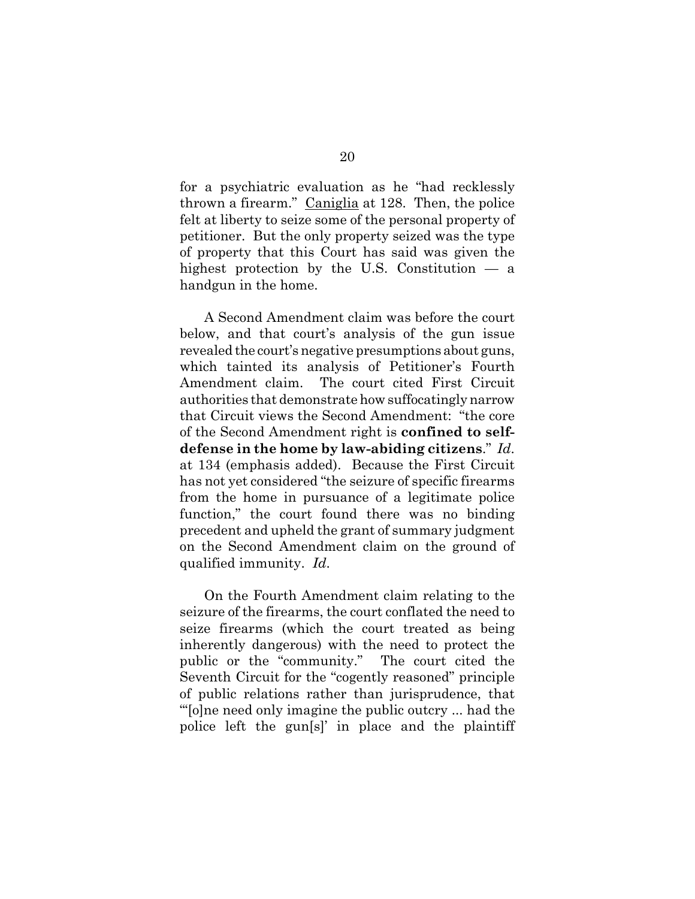for a psychiatric evaluation as he "had recklessly thrown a firearm." Caniglia at 128. Then, the police felt at liberty to seize some of the personal property of petitioner. But the only property seized was the type of property that this Court has said was given the highest protection by the U.S. Constitution — a handgun in the home.

A Second Amendment claim was before the court below, and that court's analysis of the gun issue revealed the court's negative presumptions about guns, which tainted its analysis of Petitioner's Fourth Amendment claim. The court cited First Circuit authorities that demonstrate how suffocatingly narrow that Circuit views the Second Amendment: "the core of the Second Amendment right is **confined to self-defense in the home by law-abiding citizens**." *Id.* at 134 (emphasis added). Because the First Circuit has not yet considered "the seizure of specific firearms from the home in pursuance of a legitimate police function," the court found there was no binding precedent and upheld the grant of summary judgment on the Second Amendment claim on the ground of qualified immunity. *Id.*

On the Fourth Amendment claim relating to the seizure of the firearms, the court conflated the need to seize firearms (which the court treated as being inherently dangerous) with the need to protect the public or the "community." The court cited the Seventh Circuit for the "cogently reasoned" principle of public relations rather than jurisprudence, that "'[o]ne need only imagine the public outcry ... had the police left the gun[s]' in place and the plaintiff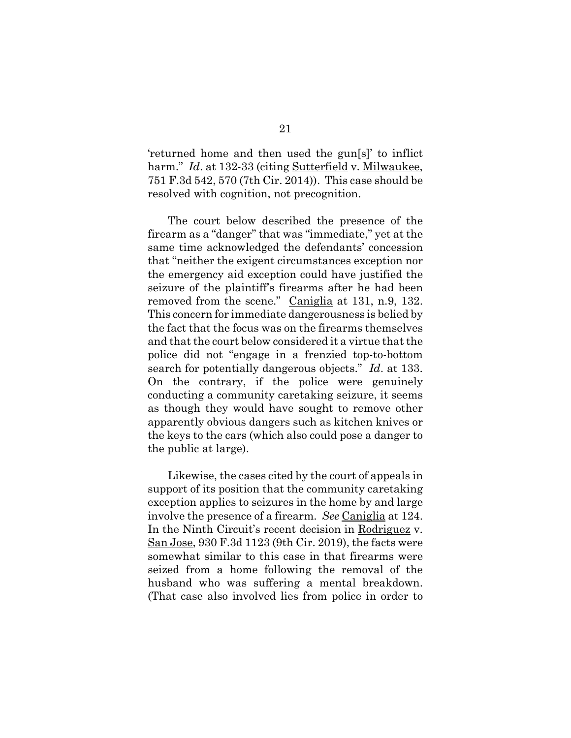'returned home and then used the gun[s]' to inflict harm." *Id*. at 132-33 (citing Sutterfield v. Milwaukee, 751 F.3d 542, 570 (7th Cir. 2014)). This case should be resolved with cognition, not precognition.

The court below described the presence of the firearm as a "danger" that was "immediate," yet at the same time acknowledged the defendants' concession that "neither the exigent circumstances exception nor the emergency aid exception could have justified the seizure of the plaintiff's firearms after he had been removed from the scene." Caniglia at 131, n.9, 132. This concern for immediate dangerousness is belied by the fact that the focus was on the firearms themselves and that the court below considered it a virtue that the police did not "engage in a frenzied top-to-bottom search for potentially dangerous objects." *Id*. at 133. On the contrary, if the police were genuinely conducting a community caretaking seizure, it seems as though they would have sought to remove other apparently obvious dangers such as kitchen knives or the keys to the cars (which also could pose a danger to the public at large).

Likewise, the cases cited by the court of appeals in support of its position that the community caretaking exception applies to seizures in the home by and large involve the presence of a firearm. *See* Caniglia at 124. In the Ninth Circuit's recent decision in Rodriguez v. San Jose, 930 F.3d 1123 (9th Cir. 2019), the facts were somewhat similar to this case in that firearms were seized from a home following the removal of the husband who was suffering a mental breakdown. (That case also involved lies from police in order to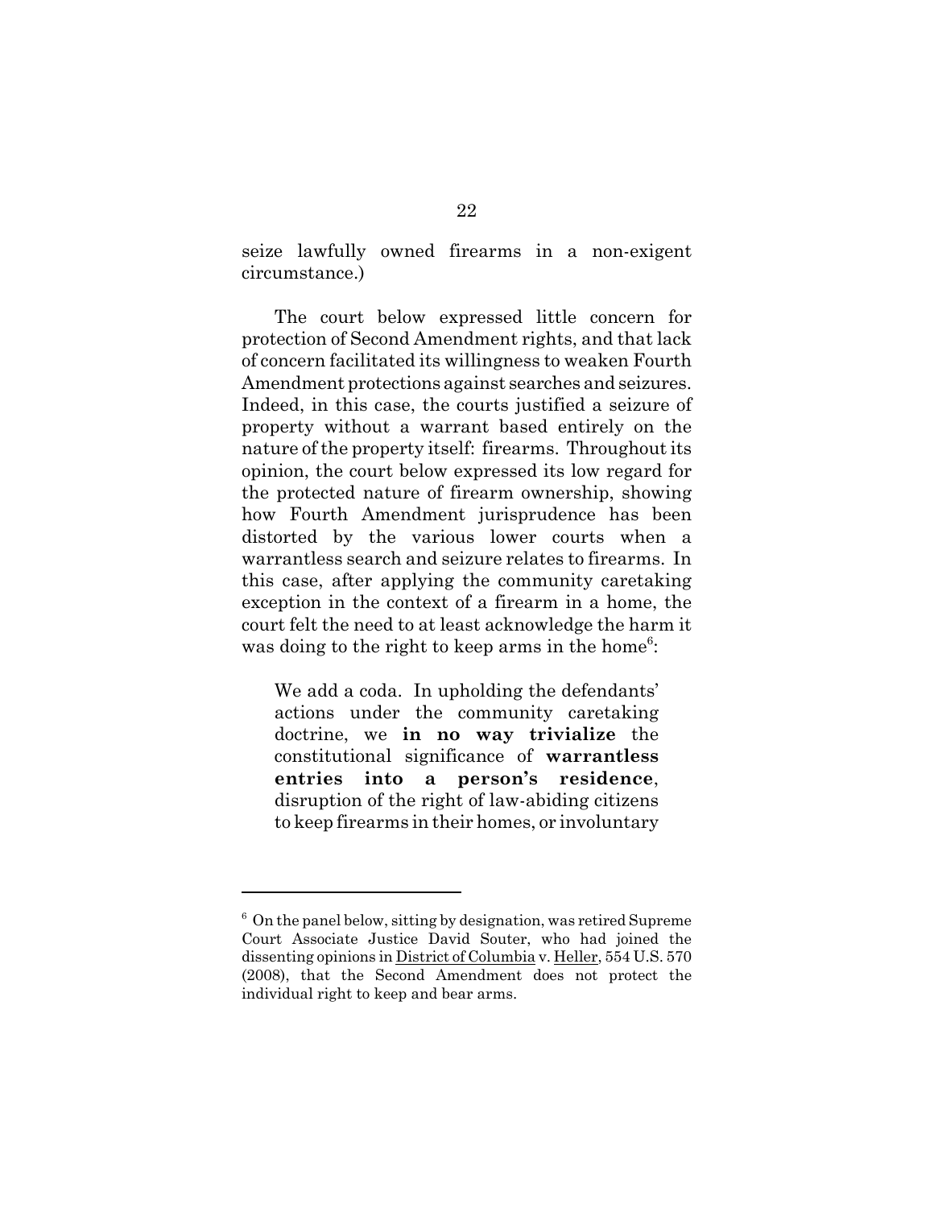seize lawfully owned firearms in a non-exigent circumstance.)

The court below expressed little concern for protection of Second Amendment rights, and that lack of concern facilitated its willingness to weaken Fourth Amendment protections against searches and seizures. Indeed, in this case, the courts justified a seizure of property without a warrant based entirely on the nature of the property itself: firearms. Throughout its opinion, the court below expressed its low regard for the protected nature of firearm ownership, showing how Fourth Amendment jurisprudence has been distorted by the various lower courts when a warrantless search and seizure relates to firearms. In this case, after applying the community caretaking exception in the context of a firearm in a home, the court felt the need to at least acknowledge the harm it was doing to the right to keep arms in the home[6]:

> We add a coda. In upholding the defendants' actions under the community caretaking doctrine, we **in no way trivialize** the constitutional significance of **warrantless entries into a person's residence**, disruption of the right of law-abiding citizens to keep firearms in their homes, or involuntary

---

[6] On the panel below, sitting by designation, was retired Supreme Court Associate Justice David Souter, who had joined the dissenting opinions in District of Columbia v. Heller, 554 U.S. 570 (2008), that the Second Amendment does not protect the individual right to keep and bear arms.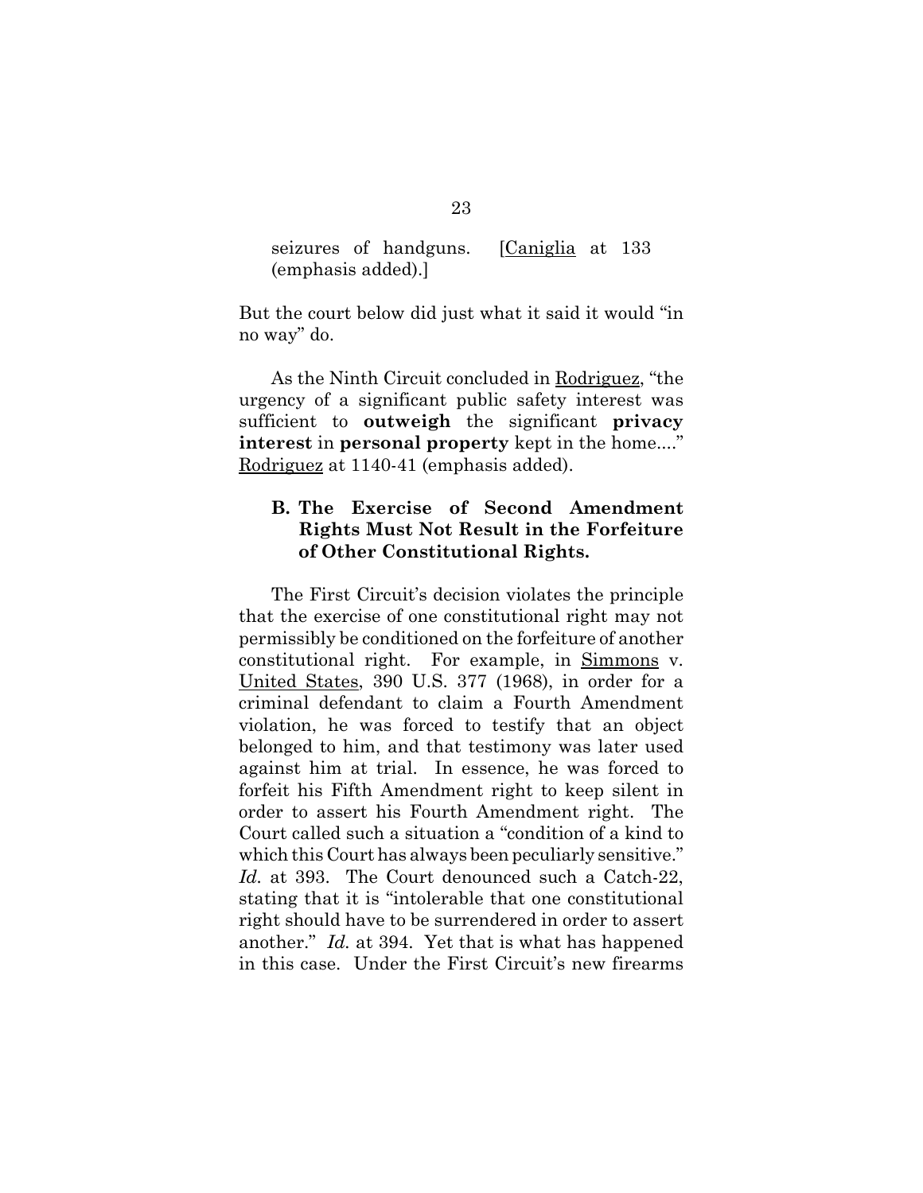> seizures of handguns. [Caniglia at 133 (emphasis added).]

But the court below did just what it said it would "in no way" do.

As the Ninth Circuit concluded in Rodriguez, "the urgency of a significant public safety interest was sufficient to **outweigh** the significant **privacy interest** in **personal property** kept in the home...." Rodriguez at 1140-41 (emphasis added).

### B. The Exercise of Second Amendment Rights Must Not Result in the Forfeiture of Other Constitutional Rights.

The First Circuit's decision violates the principle that the exercise of one constitutional right may not permissibly be conditioned on the forfeiture of another constitutional right. For example, in Simmons v. United States, 390 U.S. 377 (1968), in order for a criminal defendant to claim a Fourth Amendment violation, he was forced to testify that an object belonged to him, and that testimony was later used against him at trial. In essence, he was forced to forfeit his Fifth Amendment right to keep silent in order to assert his Fourth Amendment right. The Court called such a situation a "condition of a kind to which this Court has always been peculiarly sensitive." *Id.* at 393. The Court denounced such a Catch-22, stating that it is "intolerable that one constitutional right should have to be surrendered in order to assert another." *Id.* at 394. Yet that is what has happened in this case. Under the First Circuit's new firearms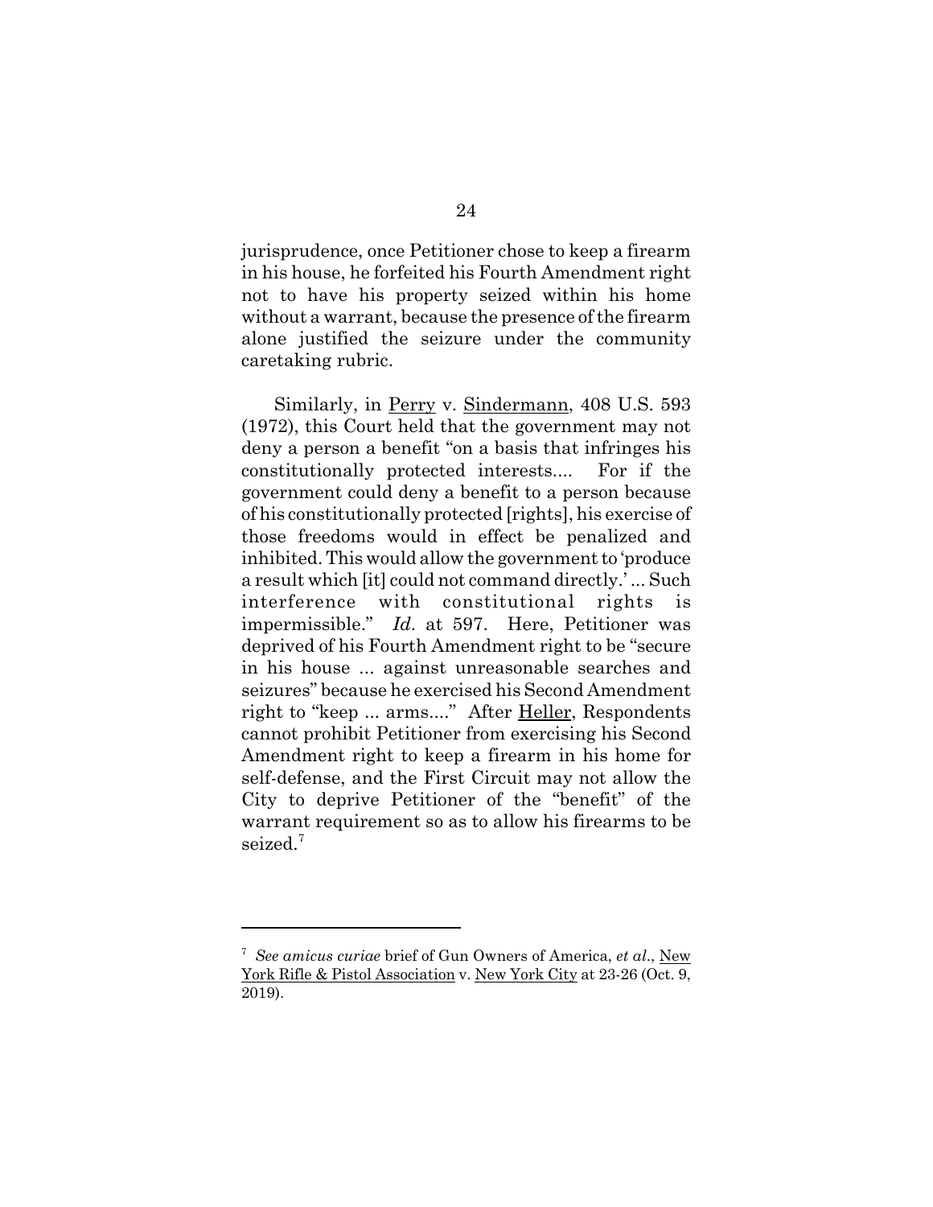jurisprudence, once Petitioner chose to keep a firearm in his house, he forfeited his Fourth Amendment right not to have his property seized within his home without a warrant, because the presence of the firearm alone justified the seizure under the community caretaking rubric.

Similarly, in Perry v. Sindermann, 408 U.S. 593 (1972), this Court held that the government may not deny a person a benefit "on a basis that infringes his constitutionally protected interests.... For if the government could deny a benefit to a person because of his constitutionally protected [rights], his exercise of those freedoms would in effect be penalized and inhibited. This would allow the government to 'produce a result which [it] could not command directly.' ... Such interference with constitutional rights is impermissible." *Id*. at 597. Here, Petitioner was deprived of his Fourth Amendment right to be "secure in his house ... against unreasonable searches and seizures" because he exercised his Second Amendment right to "keep ... arms...." After Heller, Respondents cannot prohibit Petitioner from exercising his Second Amendment right to keep a firearm in his home for self-defense, and the First Circuit may not allow the City to deprive Petitioner of the "benefit" of the warrant requirement so as to allow his firearms to be seized.[7]

---

[7] *See amicus curiae* brief of Gun Owners of America, *et al*., New York Rifle & Pistol Association v. New York City at 23-26 (Oct. 9, 2019).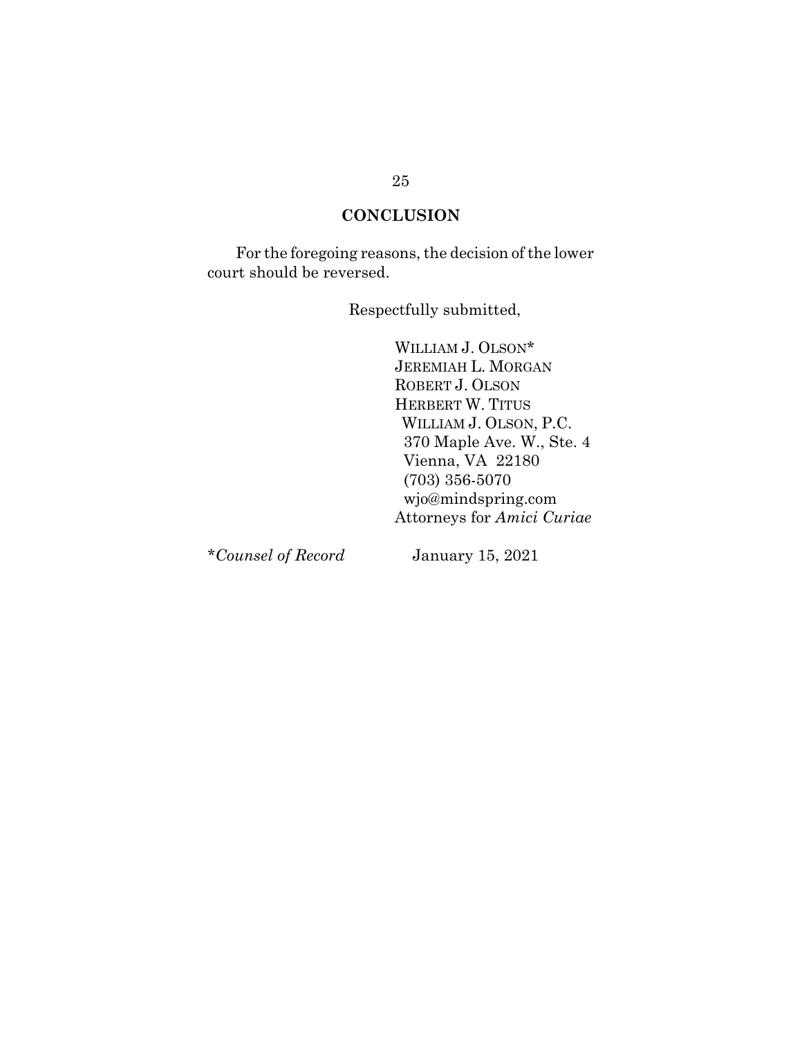## CONCLUSION

For the foregoing reasons, the decision of the lower court should be reversed.

Respectfully submitted,

WILLIAM J. OLSON*
JEREMIAH L. MORGAN
ROBERT J. OLSON
HERBERT W. TITUS
WILLIAM J. OLSON, P.C.
370 Maple Ave. W., Ste. 4
Vienna, VA 22180
(703) 356-5070
wjo@mindspring.com
Attorneys for *Amici Curiae*

**Counsel of Record* January 15, 2021